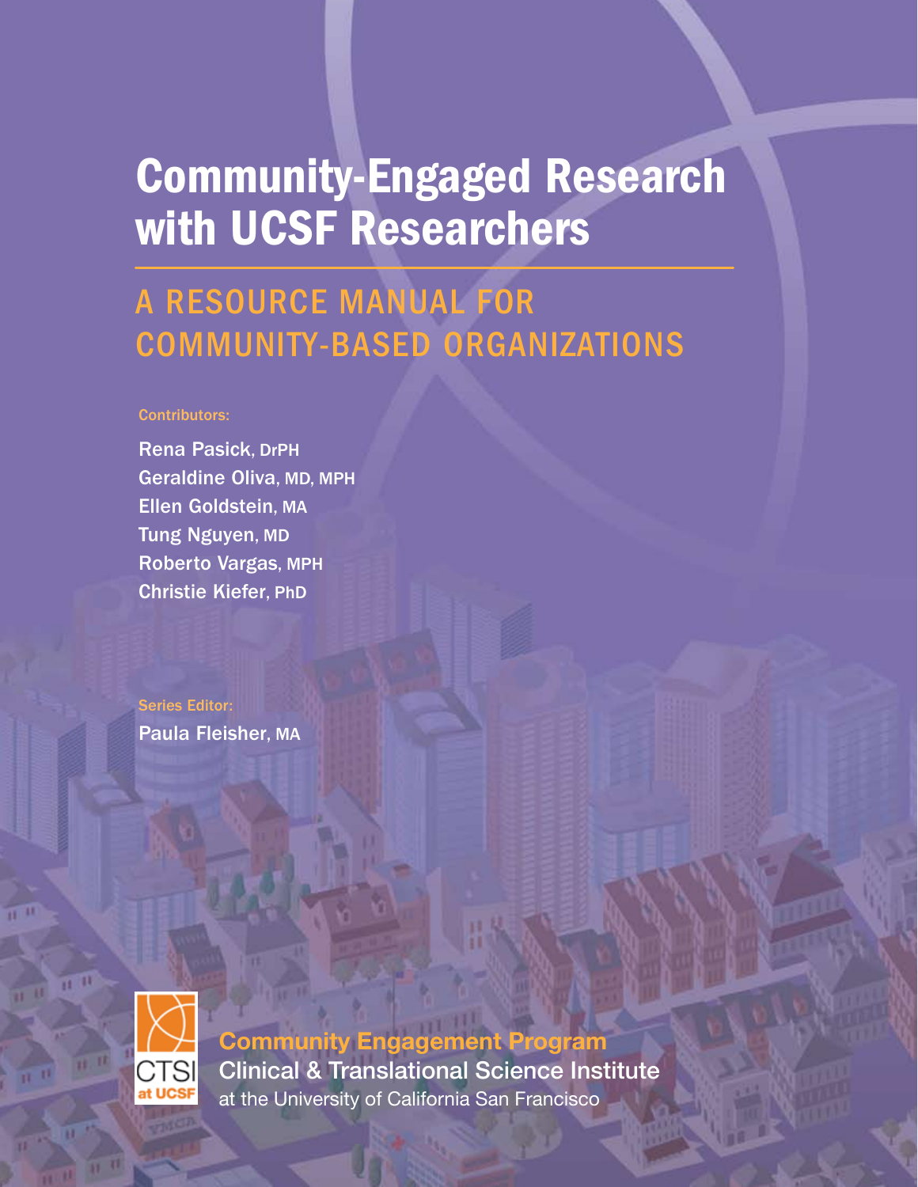# Community-Engaged Research with UCSF Researchers

## A RESOURCE MANUAL FOR COMMUNITY-BASED ORGANIZATIONS

Contributors:

Rena Pasick, DrPH
Geraldine Oliva, MD, MPH
Ellen Goldstein, MA
Tung Nguyen, MD
Roberto Vargas, MPH
Christie Kiefer, PhD

Series Editor:
Paula Fleisher, MA

CTSI at UCSF

**Community Engagement Program**
Clinical & Translational Science Institute
at the University of California San Francisco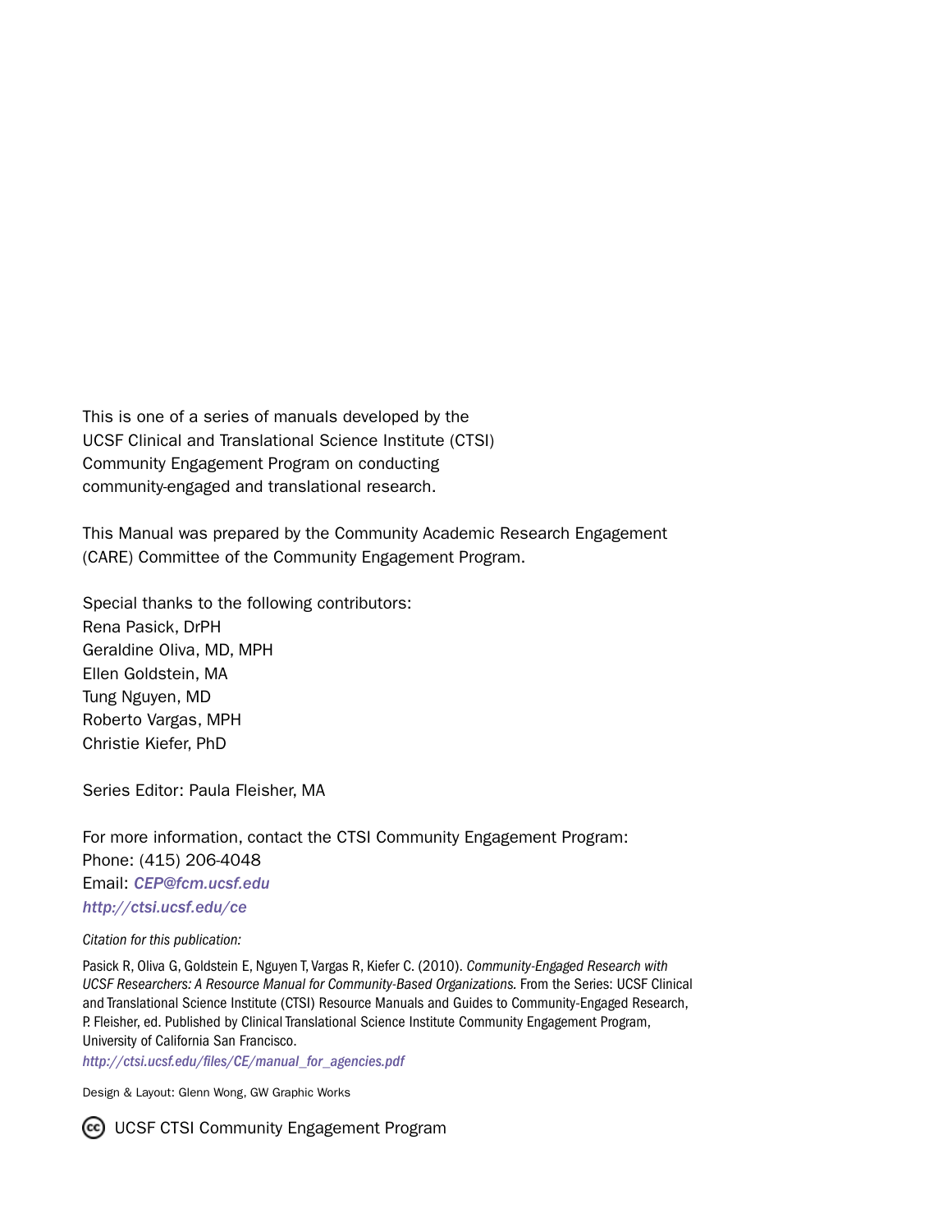This is one of a series of manuals developed by the UCSF Clinical and Translational Science Institute (CTSI) Community Engagement Program on conducting community-engaged and translational research.

This Manual was prepared by the Community Academic Research Engagement (CARE) Committee of the Community Engagement Program.

Special thanks to the following contributors:
Rena Pasick, DrPH
Geraldine Oliva, MD, MPH
Ellen Goldstein, MA
Tung Nguyen, MD
Roberto Vargas, MPH
Christie Kiefer, PhD

Series Editor: Paula Fleisher, MA

For more information, contact the CTSI Community Engagement Program:
Phone: (415) 206-4048
Email: ***CEP@fcm.ucsf.edu***
***http://ctsi.ucsf.edu/ce***

*Citation for this publication:*

Pasick R, Oliva G, Goldstein E, Nguyen T, Vargas R, Kiefer C. (2010). *Community-Engaged Research with UCSF Researchers: A Resource Manual for Community-Based Organizations.* From the Series: UCSF Clinical and Translational Science Institute (CTSI) Resource Manuals and Guides to Community-Engaged Research, P. Fleisher, ed. Published by Clinical Translational Science Institute Community Engagement Program, University of California San Francisco.
*http://ctsi.ucsf.edu/files/CE/manual_for_agencies.pdf*

Design & Layout: Glenn Wong, GW Graphic Works

UCSF CTSI Community Engagement Program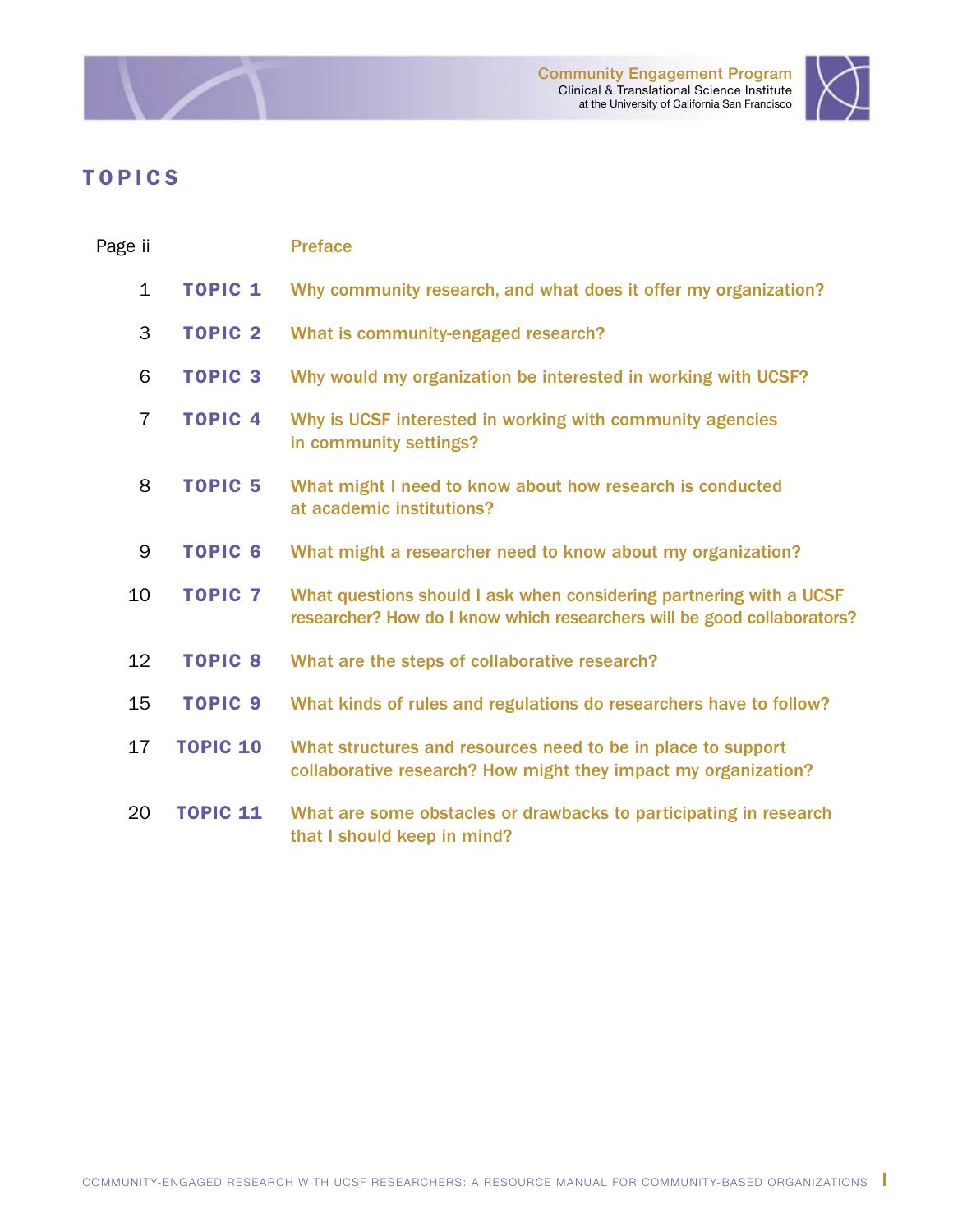# TOPICS

| Page | Topic | Title |
|---|---|---|
| Page ii | | Preface |
| 1 | TOPIC 1 | Why community research, and what does it offer my organization? |
| 3 | TOPIC 2 | What is community-engaged research? |
| 6 | TOPIC 3 | Why would my organization be interested in working with UCSF? |
| 7 | TOPIC 4 | Why is UCSF interested in working with community agencies in community settings? |
| 8 | TOPIC 5 | What might I need to know about how research is conducted at academic institutions? |
| 9 | TOPIC 6 | What might a researcher need to know about my organization? |
| 10 | TOPIC 7 | What questions should I ask when considering partnering with a UCSF researcher? How do I know which researchers will be good collaborators? |
| 12 | TOPIC 8 | What are the steps of collaborative research? |
| 15 | TOPIC 9 | What kinds of rules and regulations do researchers have to follow? |
| 17 | TOPIC 10 | What structures and resources need to be in place to support collaborative research? How might they impact my organization? |
| 20 | TOPIC 11 | What are some obstacles or drawbacks to participating in research that I should keep in mind? |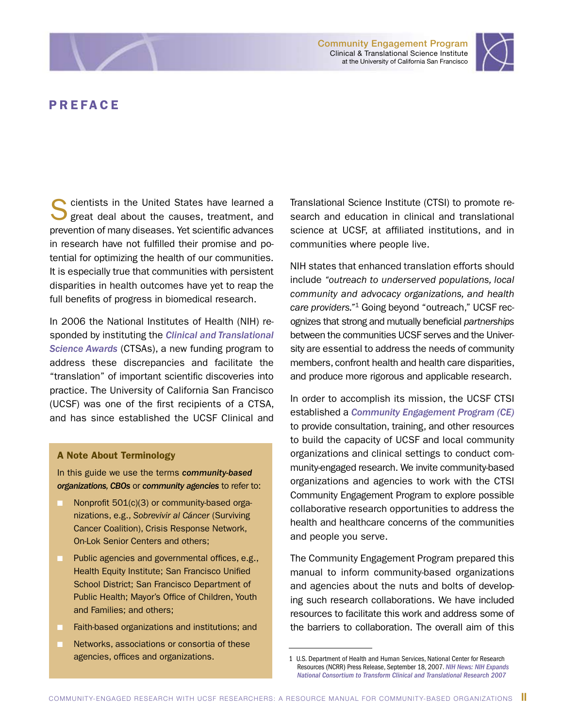# PREFACE

Scientists in the United States have learned a great deal about the causes, treatment, and prevention of many diseases. Yet scientific advances in research have not fulfilled their promise and potential for optimizing the health of our communities. It is especially true that communities with persistent disparities in health outcomes have yet to reap the full benefits of progress in biomedical research.

In 2006 the National Institutes of Health (NIH) responded by instituting the ***Clinical and Translational Science Awards*** (CTSAs), a new funding program to address these discrepancies and facilitate the "translation" of important scientific discoveries into practice. The University of California San Francisco (UCSF) was one of the first recipients of a CTSA, and has since established the UCSF Clinical and Translational Science Institute (CTSI) to promote research and education in clinical and translational science at UCSF, at affiliated institutions, and in communities where people live.

NIH states that enhanced translation efforts should include *"outreach to underserved populations, local community and advocacy organizations, and health care providers."*[1] Going beyond "outreach," UCSF recognizes that strong and mutually beneficial *partnerships* between the communities UCSF serves and the University are essential to address the needs of community members, confront health and health care disparities, and produce more rigorous and applicable research.

In order to accomplish its mission, the UCSF CTSI established a ***Community Engagement Program (CE)*** to provide consultation, training, and other resources to build the capacity of UCSF and local community organizations and clinical settings to conduct community-engaged research. We invite community-based organizations and agencies to work with the CTSI Community Engagement Program to explore possible collaborative research opportunities to address the health and healthcare concerns of the communities and people you serve.

The Community Engagement Program prepared this manual to inform community-based organizations and agencies about the nuts and bolts of developing such research collaborations. We have included resources to facilitate this work and address some of the barriers to collaboration. The overall aim of this

**A Note About Terminology**

In this guide we use the terms ***community-based organizations, CBOs*** or ***community agencies*** to refer to:

- Nonprofit 501(c)(3) or community-based organizations, e.g., *Sobrevivir al Cáncer* (Surviving Cancer Coalition), Crisis Response Network, On-Lok Senior Centers and others;
- Public agencies and governmental offices, e.g., Health Equity Institute; San Francisco Unified School District; San Francisco Department of Public Health; Mayor's Office of Children, Youth and Families; and others;
- Faith-based organizations and institutions; and
- Networks, associations or consortia of these agencies, offices and organizations.

---

1 U.S. Department of Health and Human Services, National Center for Research Resources (NCRR) Press Release, September 18, 2007. *NIH News: NIH Expands National Consortium to Transform Clinical and Translational Research 2007*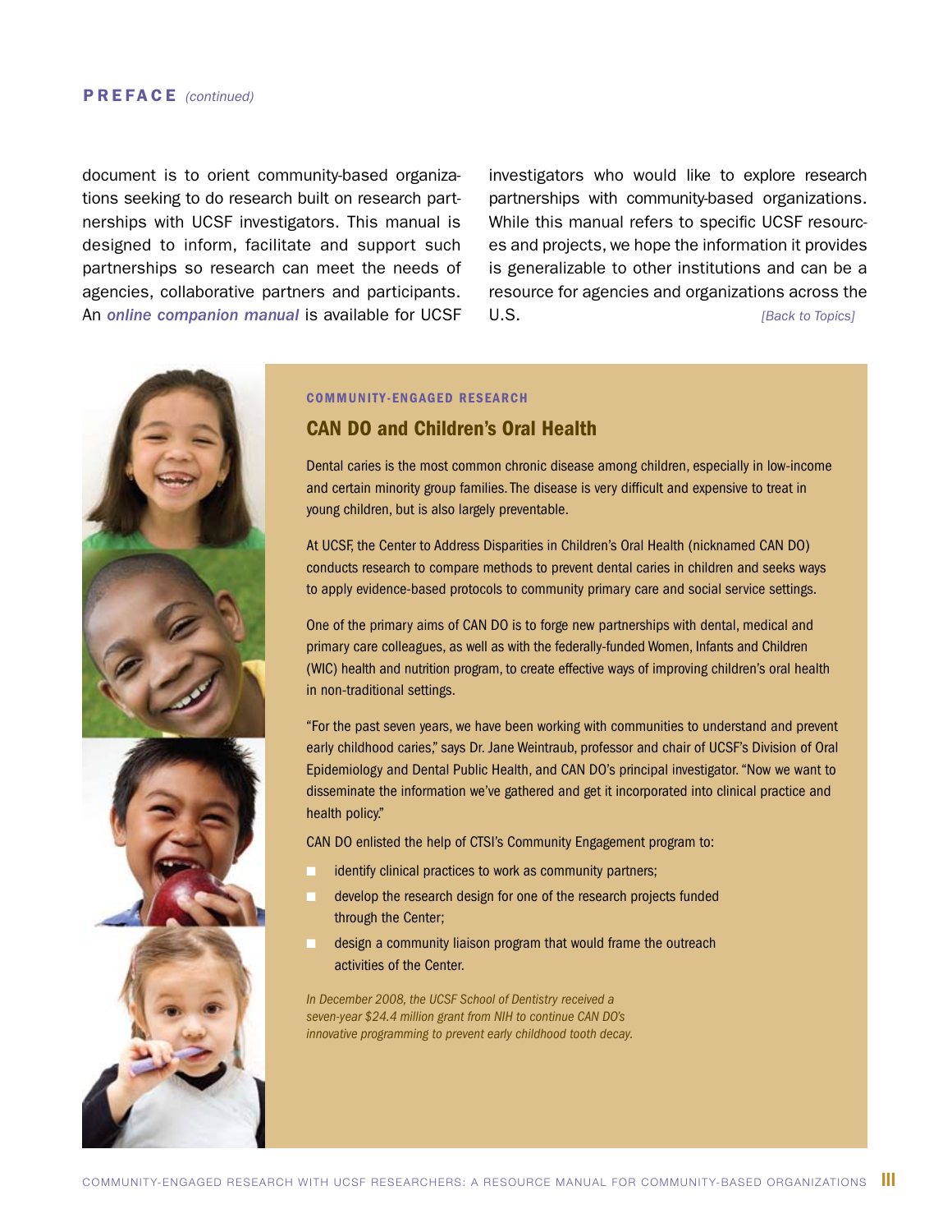**PREFACE** *(continued)*

document is to orient community-based organizations seeking to do research built on research partnerships with UCSF investigators. This manual is designed to inform, facilitate and support such partnerships so research can meet the needs of agencies, collaborative partners and participants. An ***online companion manual*** is available for UCSF investigators who would like to explore research partnerships with community-based organizations. While this manual refers to specific UCSF resources and projects, we hope the information it provides is generalizable to other institutions and can be a resource for agencies and organizations across the U.S. *[Back to Topics]*

COMMUNITY-ENGAGED RESEARCH

## CAN DO and Children's Oral Health

Dental caries is the most common chronic disease among children, especially in low-income and certain minority group families. The disease is very difficult and expensive to treat in young children, but is also largely preventable.

At UCSF, the Center to Address Disparities in Children's Oral Health (nicknamed CAN DO) conducts research to compare methods to prevent dental caries in children and seeks ways to apply evidence-based protocols to community primary care and social service settings.

One of the primary aims of CAN DO is to forge new partnerships with dental, medical and primary care colleagues, as well as with the federally-funded Women, Infants and Children (WIC) health and nutrition program, to create effective ways of improving children's oral health in non-traditional settings.

"For the past seven years, we have been working with communities to understand and prevent early childhood caries," says Dr. Jane Weintraub, professor and chair of UCSF's Division of Oral Epidemiology and Dental Public Health, and CAN DO's principal investigator. "Now we want to disseminate the information we've gathered and get it incorporated into clinical practice and health policy."

CAN DO enlisted the help of CTSI's Community Engagement program to:

- identify clinical practices to work as community partners;
- develop the research design for one of the research projects funded through the Center;
- design a community liaison program that would frame the outreach activities of the Center.

*In December 2008, the UCSF School of Dentistry received a seven-year $24.4 million grant from NIH to continue CAN DO's innovative programming to prevent early childhood tooth decay.*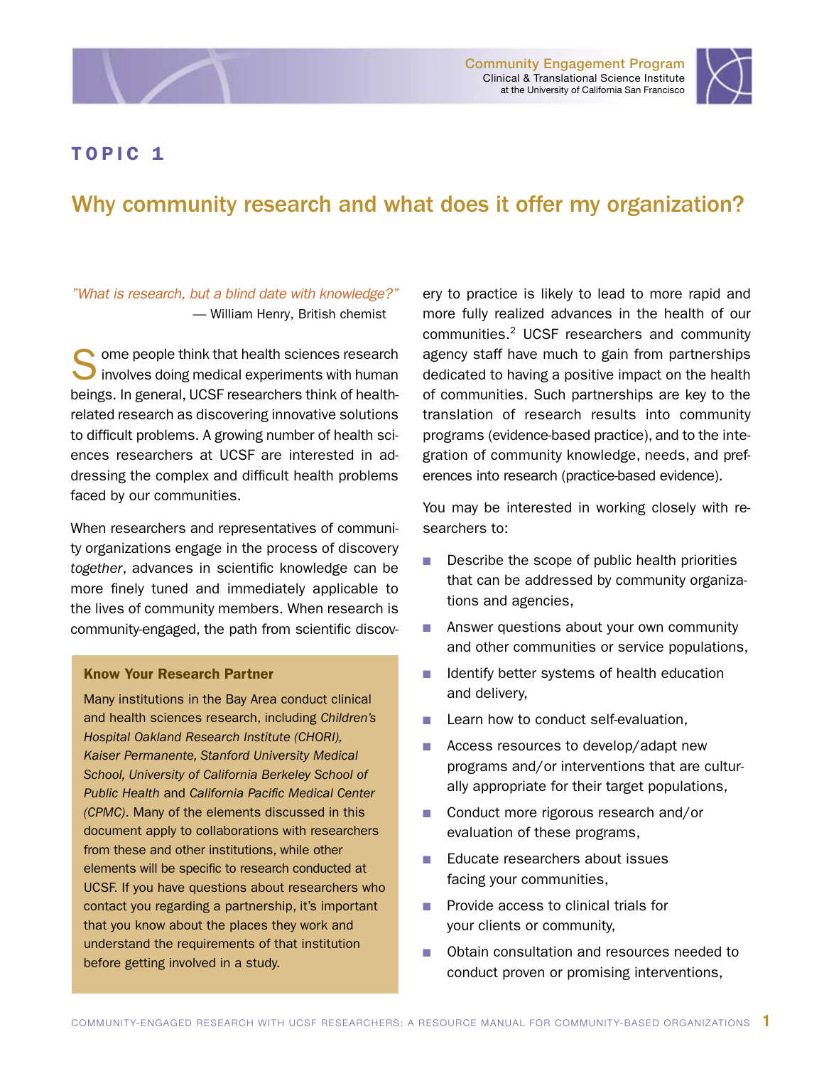# TOPIC 1

## Why community research and what does it offer my organization?

*"What is research, but a blind date with knowledge?"*
— William Henry, British chemist

Some people think that health sciences research involves doing medical experiments with human beings. In general, UCSF researchers think of health-related research as discovering innovative solutions to difficult problems. A growing number of health sciences researchers at UCSF are interested in addressing the complex and difficult health problems faced by our communities.

When researchers and representatives of community organizations engage in the process of discovery *together*, advances in scientific knowledge can be more finely tuned and immediately applicable to the lives of community members. When research is community-engaged, the path from scientific discovery to practice is likely to lead to more rapid and more fully realized advances in the health of our communities.[2] UCSF researchers and community agency staff have much to gain from partnerships dedicated to having a positive impact on the health of communities. Such partnerships are key to the translation of research results into community programs (evidence-based practice), and to the integration of community knowledge, needs, and preferences into research (practice-based evidence).

### Know Your Research Partner

Many institutions in the Bay Area conduct clinical and health sciences research, including *Children's Hospital Oakland Research Institute (CHORI), Kaiser Permanente, Stanford University Medical School, University of California Berkeley School of Public Health* and *California Pacific Medical Center (CPMC)*. Many of the elements discussed in this document apply to collaborations with researchers from these and other institutions, while other elements will be specific to research conducted at UCSF. If you have questions about researchers who contact you regarding a partnership, it's important that you know about the places they work and understand the requirements of that institution before getting involved in a study.

You may be interested in working closely with researchers to:

- Describe the scope of public health priorities that can be addressed by community organizations and agencies,
- Answer questions about your own community and other communities or service populations,
- Identify better systems of health education and delivery,
- Learn how to conduct self-evaluation,
- Access resources to develop/adapt new programs and/or interventions that are culturally appropriate for their target populations,
- Conduct more rigorous research and/or evaluation of these programs,
- Educate researchers about issues facing your communities,
- Provide access to clinical trials for your clients or community,
- Obtain consultation and resources needed to conduct proven or promising interventions,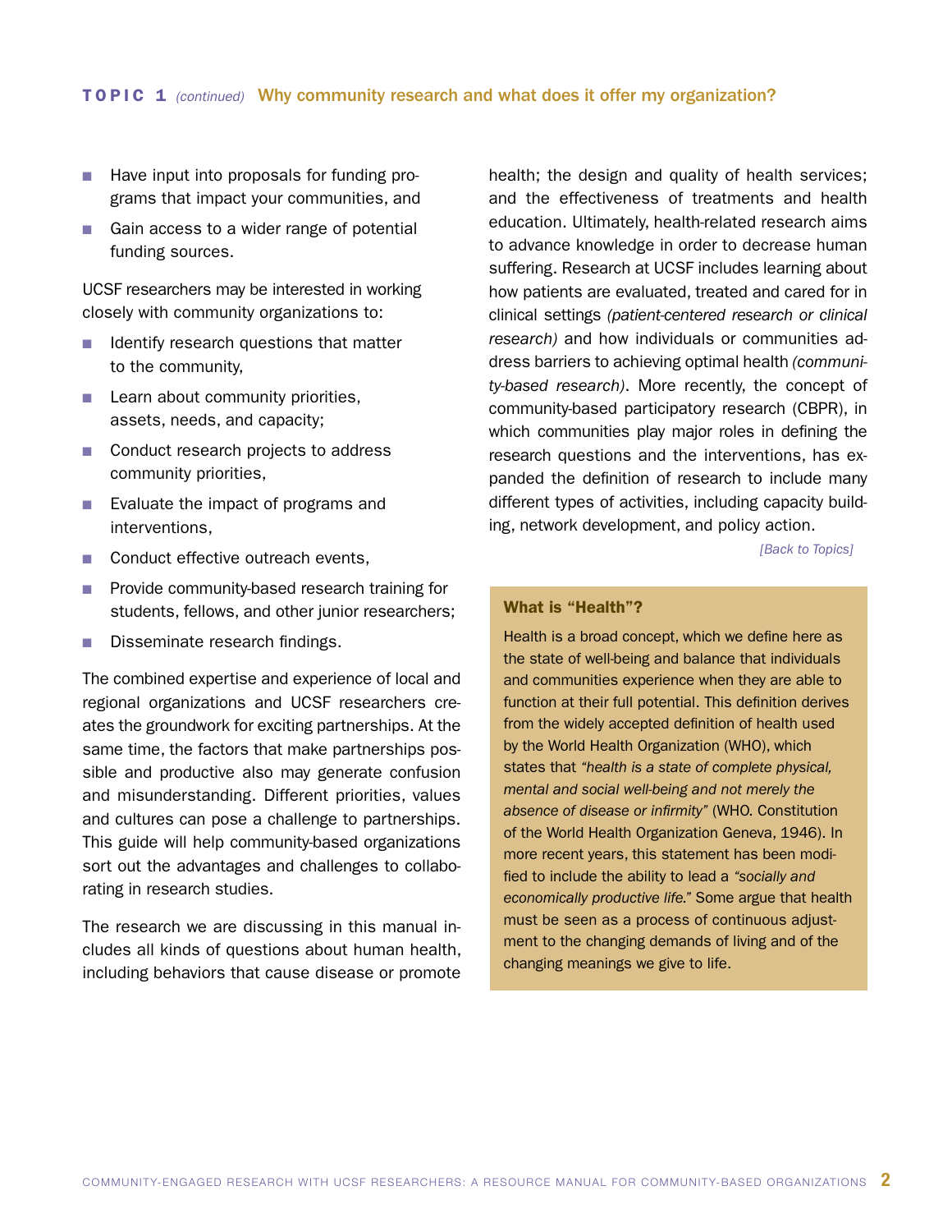## TOPIC 1 *(continued)* Why community research and what does it offer my organization?

- Have input into proposals for funding programs that impact your communities, and
- Gain access to a wider range of potential funding sources.

UCSF researchers may be interested in working closely with community organizations to:

- Identify research questions that matter to the community,
- Learn about community priorities, assets, needs, and capacity;
- Conduct research projects to address community priorities,
- Evaluate the impact of programs and interventions,
- Conduct effective outreach events,
- Provide community-based research training for students, fellows, and other junior researchers;
- Disseminate research findings.

The combined expertise and experience of local and regional organizations and UCSF researchers creates the groundwork for exciting partnerships. At the same time, the factors that make partnerships possible and productive also may generate confusion and misunderstanding. Different priorities, values and cultures can pose a challenge to partnerships. This guide will help community-based organizations sort out the advantages and challenges to collaborating in research studies.

The research we are discussing in this manual includes all kinds of questions about human health, including behaviors that cause disease or promote health; the design and quality of health services; and the effectiveness of treatments and health education. Ultimately, health-related research aims to advance knowledge in order to decrease human suffering. Research at UCSF includes learning about how patients are evaluated, treated and cared for in clinical settings *(patient-centered research or clinical research)* and how individuals or communities address barriers to achieving optimal health *(community-based research)*. More recently, the concept of community-based participatory research (CBPR), in which communities play major roles in defining the research questions and the interventions, has expanded the definition of research to include many different types of activities, including capacity building, network development, and policy action.

*[Back to Topics]*

### What is "Health"?

Health is a broad concept, which we define here as the state of well-being and balance that individuals and communities experience when they are able to function at their full potential. This definition derives from the widely accepted definition of health used by the World Health Organization (WHO), which states that *"health is a state of complete physical, mental and social well-being and not merely the absence of disease or infirmity"* (WHO. Constitution of the World Health Organization Geneva, 1946). In more recent years, this statement has been modified to include the ability to lead a *"socially and economically productive life."* Some argue that health must be seen as a process of continuous adjustment to the changing demands of living and of the changing meanings we give to life.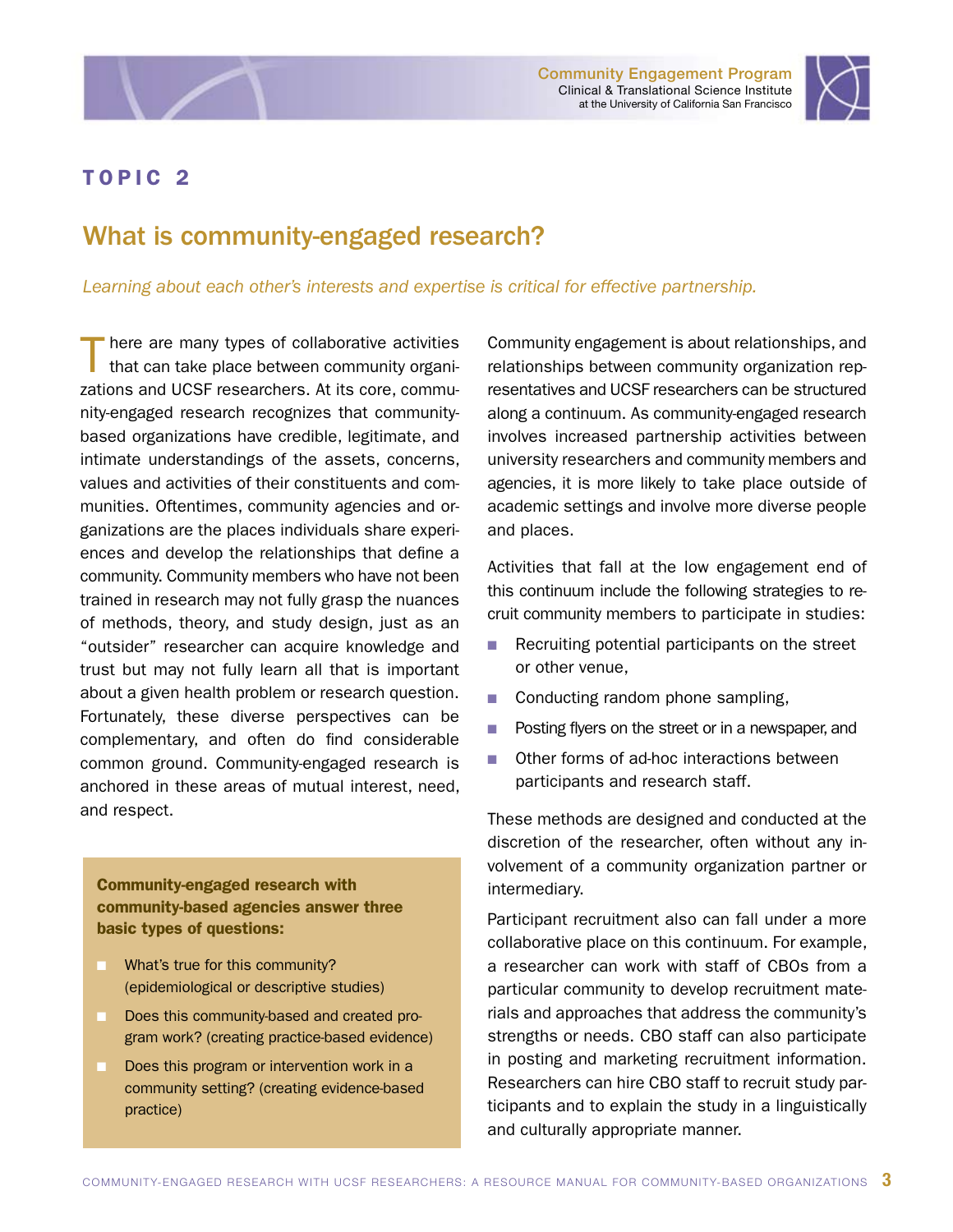## TOPIC 2

# What is community-engaged research?

*Learning about each other's interests and expertise is critical for effective partnership.*

There are many types of collaborative activities that can take place between community organizations and UCSF researchers. At its core, community-engaged research recognizes that community-based organizations have credible, legitimate, and intimate understandings of the assets, concerns, values and activities of their constituents and communities. Oftentimes, community agencies and organizations are the places individuals share experiences and develop the relationships that define a community. Community members who have not been trained in research may not fully grasp the nuances of methods, theory, and study design, just as an "outsider" researcher can acquire knowledge and trust but may not fully learn all that is important about a given health problem or research question. Fortunately, these diverse perspectives can be complementary, and often do find considerable common ground. Community-engaged research is anchored in these areas of mutual interest, need, and respect.

**Community-engaged research with community-based agencies answer three basic types of questions:**

- What's true for this community? (epidemiological or descriptive studies)
- Does this community-based and created program work? (creating practice-based evidence)
- Does this program or intervention work in a community setting? (creating evidence-based practice)

Community engagement is about relationships, and relationships between community organization representatives and UCSF researchers can be structured along a continuum. As community-engaged research involves increased partnership activities between university researchers and community members and agencies, it is more likely to take place outside of academic settings and involve more diverse people and places.

Activities that fall at the low engagement end of this continuum include the following strategies to recruit community members to participate in studies:

- Recruiting potential participants on the street or other venue,
- Conducting random phone sampling,
- Posting flyers on the street or in a newspaper, and
- Other forms of ad-hoc interactions between participants and research staff.

These methods are designed and conducted at the discretion of the researcher, often without any involvement of a community organization partner or intermediary.

Participant recruitment also can fall under a more collaborative place on this continuum. For example, a researcher can work with staff of CBOs from a particular community to develop recruitment materials and approaches that address the community's strengths or needs. CBO staff can also participate in posting and marketing recruitment information. Researchers can hire CBO staff to recruit study participants and to explain the study in a linguistically and culturally appropriate manner.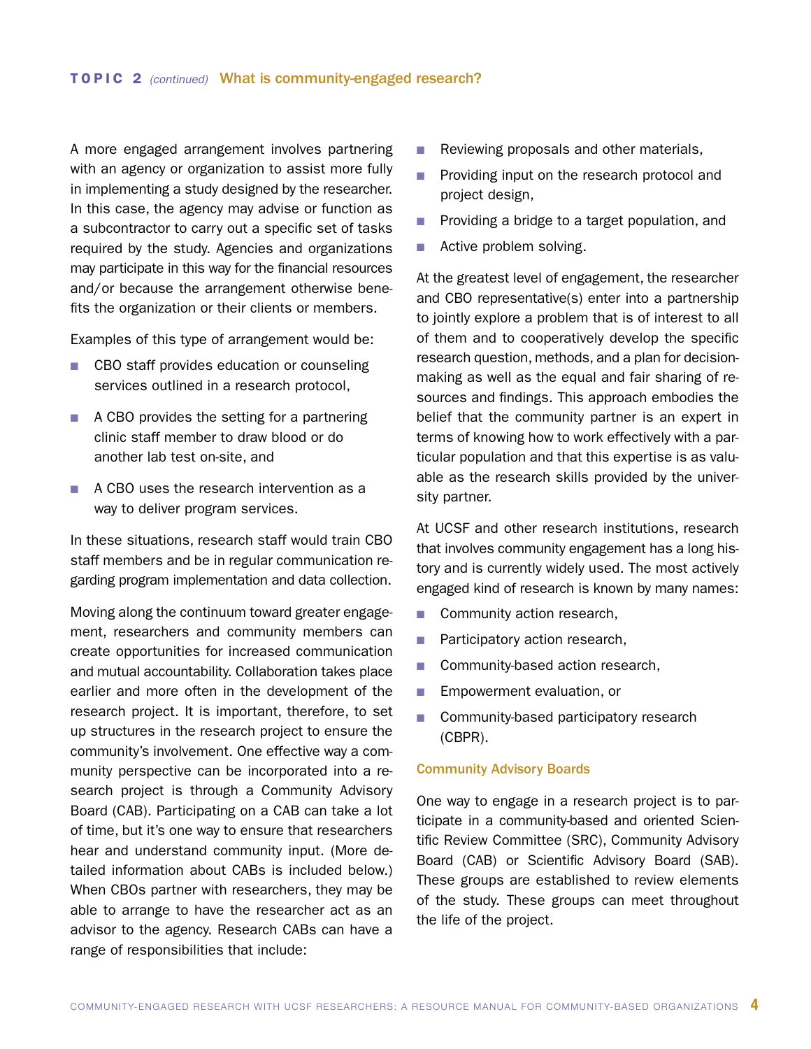A more engaged arrangement involves partnering with an agency or organization to assist more fully in implementing a study designed by the researcher. In this case, the agency may advise or function as a subcontractor to carry out a specific set of tasks required by the study. Agencies and organizations may participate in this way for the financial resources and/or because the arrangement otherwise benefits the organization or their clients or members.

Examples of this type of arrangement would be:

- CBO staff provides education or counseling services outlined in a research protocol,
- A CBO provides the setting for a partnering clinic staff member to draw blood or do another lab test on-site, and
- A CBO uses the research intervention as a way to deliver program services.

In these situations, research staff would train CBO staff members and be in regular communication regarding program implementation and data collection.

Moving along the continuum toward greater engagement, researchers and community members can create opportunities for increased communication and mutual accountability. Collaboration takes place earlier and more often in the development of the research project. It is important, therefore, to set up structures in the research project to ensure the community's involvement. One effective way a community perspective can be incorporated into a research project is through a Community Advisory Board (CAB). Participating on a CAB can take a lot of time, but it's one way to ensure that researchers hear and understand community input. (More detailed information about CABs is included below.) When CBOs partner with researchers, they may be able to arrange to have the researcher act as an advisor to the agency. Research CABs can have a range of responsibilities that include:

- Reviewing proposals and other materials,
- Providing input on the research protocol and project design,
- Providing a bridge to a target population, and
- Active problem solving.

At the greatest level of engagement, the researcher and CBO representative(s) enter into a partnership to jointly explore a problem that is of interest to all of them and to cooperatively develop the specific research question, methods, and a plan for decision-making as well as the equal and fair sharing of resources and findings. This approach embodies the belief that the community partner is an expert in terms of knowing how to work effectively with a particular population and that this expertise is as valuable as the research skills provided by the university partner.

At UCSF and other research institutions, research that involves community engagement has a long history and is currently widely used. The most actively engaged kind of research is known by many names:

- Community action research,
- Participatory action research,
- Community-based action research,
- Empowerment evaluation, or
- Community-based participatory research (CBPR).

### Community Advisory Boards

One way to engage in a research project is to participate in a community-based and oriented Scientific Review Committee (SRC), Community Advisory Board (CAB) or Scientific Advisory Board (SAB). These groups are established to review elements of the study. These groups can meet throughout the life of the project.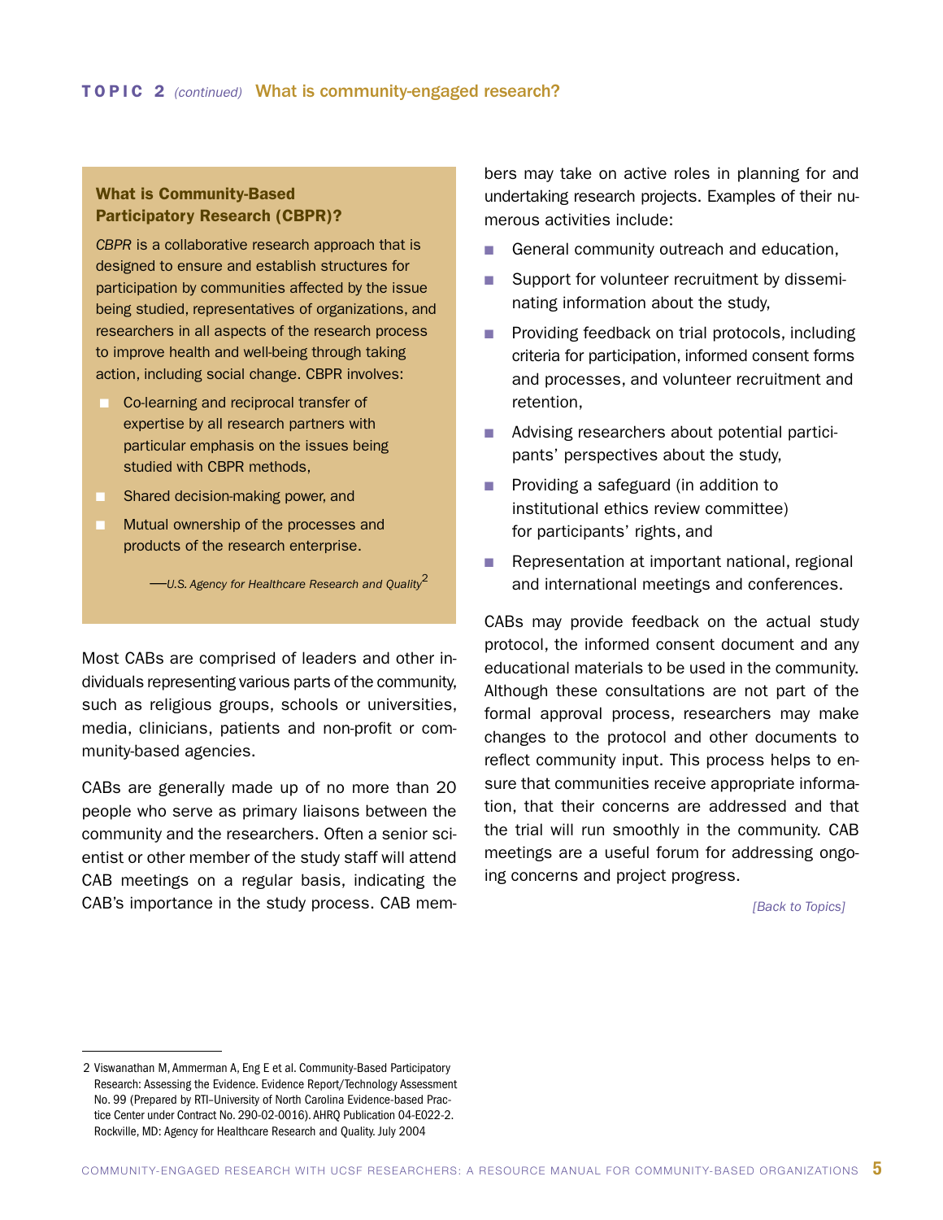### What is Community-Based Participatory Research (CBPR)?

*CBPR* is a collaborative research approach that is designed to ensure and establish structures for participation by communities affected by the issue being studied, representatives of organizations, and researchers in all aspects of the research process to improve health and well-being through taking action, including social change. CBPR involves:

- Co-learning and reciprocal transfer of expertise by all research partners with particular emphasis on the issues being studied with CBPR methods,
- Shared decision-making power, and
- Mutual ownership of the processes and products of the research enterprise.

—*U.S. Agency for Healthcare Research and Quality*[2]

Most CABs are comprised of leaders and other individuals representing various parts of the community, such as religious groups, schools or universities, media, clinicians, patients and non-profit or community-based agencies.

CABs are generally made up of no more than 20 people who serve as primary liaisons between the community and the researchers. Often a senior scientist or other member of the study staff will attend CAB meetings on a regular basis, indicating the CAB's importance in the study process. CAB members may take on active roles in planning for and undertaking research projects. Examples of their numerous activities include:

- General community outreach and education,
- Support for volunteer recruitment by disseminating information about the study,
- Providing feedback on trial protocols, including criteria for participation, informed consent forms and processes, and volunteer recruitment and retention,
- Advising researchers about potential participants' perspectives about the study,
- Providing a safeguard (in addition to institutional ethics review committee) for participants' rights, and
- Representation at important national, regional and international meetings and conferences.

CABs may provide feedback on the actual study protocol, the informed consent document and any educational materials to be used in the community. Although these consultations are not part of the formal approval process, researchers may make changes to the protocol and other documents to reflect community input. This process helps to ensure that communities receive appropriate information, that their concerns are addressed and that the trial will run smoothly in the community. CAB meetings are a useful forum for addressing ongoing concerns and project progress.

*[Back to Topics]*

---

2 Viswanathan M, Ammerman A, Eng E et al. Community-Based Participatory Research: Assessing the Evidence. Evidence Report/Technology Assessment No. 99 (Prepared by RTI–University of North Carolina Evidence-based Practice Center under Contract No. 290-02-0016). AHRQ Publication 04-E022-2. Rockville, MD: Agency for Healthcare Research and Quality. July 2004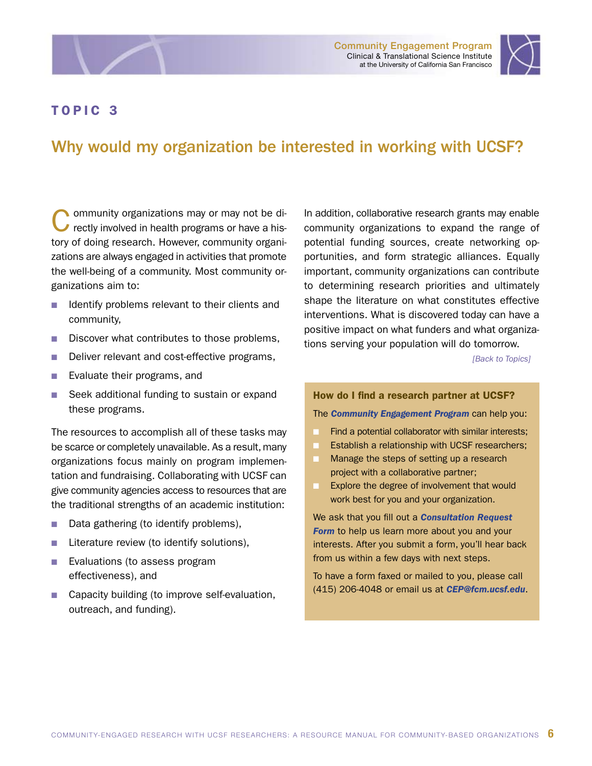## TOPIC 3

# Why would my organization be interested in working with UCSF?

Community organizations may or may not be directly involved in health programs or have a history of doing research. However, community organizations are always engaged in activities that promote the well-being of a community. Most community organizations aim to:

- Identify problems relevant to their clients and community,
- Discover what contributes to those problems,
- Deliver relevant and cost-effective programs,
- Evaluate their programs, and
- Seek additional funding to sustain or expand these programs.

The resources to accomplish all of these tasks may be scarce or completely unavailable. As a result, many organizations focus mainly on program implementation and fundraising. Collaborating with UCSF can give community agencies access to resources that are the traditional strengths of an academic institution:

- Data gathering (to identify problems),
- Literature review (to identify solutions),
- Evaluations (to assess program effectiveness), and
- Capacity building (to improve self-evaluation, outreach, and funding).

In addition, collaborative research grants may enable community organizations to expand the range of potential funding sources, create networking opportunities, and form strategic alliances. Equally important, community organizations can contribute to determining research priorities and ultimately shape the literature on what constitutes effective interventions. What is discovered today can have a positive impact on what funders and what organizations serving your population will do tomorrow.

*[Back to Topics]*

### How do I find a research partner at UCSF?

The ***Community Engagement Program*** can help you:

- Find a potential collaborator with similar interests;
- Establish a relationship with UCSF researchers;
- Manage the steps of setting up a research project with a collaborative partner;
- Explore the degree of involvement that would work best for you and your organization.

We ask that you fill out a ***Consultation Request Form*** to help us learn more about you and your interests. After you submit a form, you'll hear back from us within a few days with next steps.

To have a form faxed or mailed to you, please call (415) 206-4048 or email us at ***CEP@fcm.ucsf.edu***.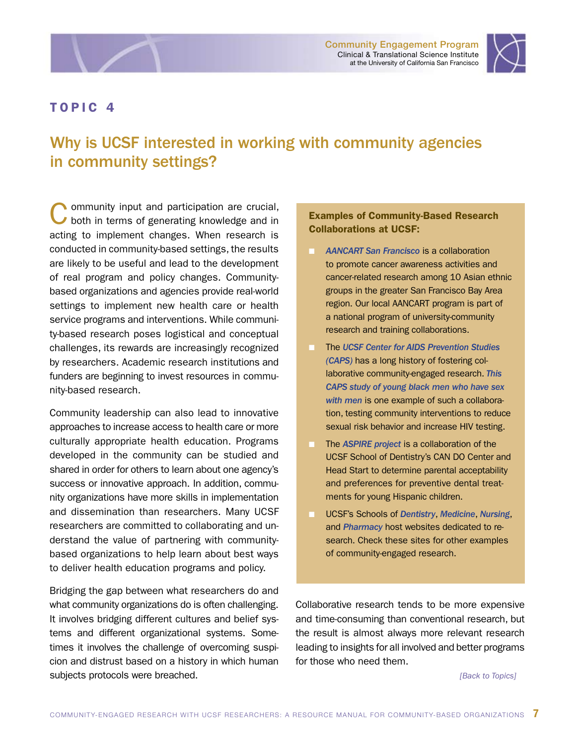## TOPIC 4

# Why is UCSF interested in working with community agencies in community settings?

Community input and participation are crucial, both in terms of generating knowledge and in acting to implement changes. When research is conducted in community-based settings, the results are likely to be useful and lead to the development of real program and policy changes. Community-based organizations and agencies provide real-world settings to implement new health care or health service programs and interventions. While community-based research poses logistical and conceptual challenges, its rewards are increasingly recognized by researchers. Academic research institutions and funders are beginning to invest resources in community-based research.

Community leadership can also lead to innovative approaches to increase access to health care or more culturally appropriate health education. Programs developed in the community can be studied and shared in order for others to learn about one agency's success or innovative approach. In addition, community organizations have more skills in implementation and dissemination than researchers. Many UCSF researchers are committed to collaborating and understand the value of partnering with community-based organizations to help learn about best ways to deliver health education programs and policy.

Bridging the gap between what researchers do and what community organizations do is often challenging. It involves bridging different cultures and belief systems and different organizational systems. Sometimes it involves the challenge of overcoming suspicion and distrust based on a history in which human subjects protocols were breached.

**Examples of Community-Based Research Collaborations at UCSF:**

- ***AANCART San Francisco*** is a collaboration to promote cancer awareness activities and cancer-related research among 10 Asian ethnic groups in the greater San Francisco Bay Area region. Our local AANCART program is part of a national program of university-community research and training collaborations.
- The ***UCSF Center for AIDS Prevention Studies (CAPS)*** has a long history of fostering collaborative community-engaged research. ***This CAPS study of young black men who have sex with men*** is one example of such a collaboration, testing community interventions to reduce sexual risk behavior and increase HIV testing.
- The ***ASPIRE project*** is a collaboration of the UCSF School of Dentistry's CAN DO Center and Head Start to determine parental acceptability and preferences for preventive dental treatments for young Hispanic children.
- UCSF's Schools of ***Dentistry***, ***Medicine***, ***Nursing***, and ***Pharmacy*** host websites dedicated to research. Check these sites for other examples of community-engaged research.

Collaborative research tends to be more expensive and time-consuming than conventional research, but the result is almost always more relevant research leading to insights for all involved and better programs for those who need them.

*[Back to Topics]*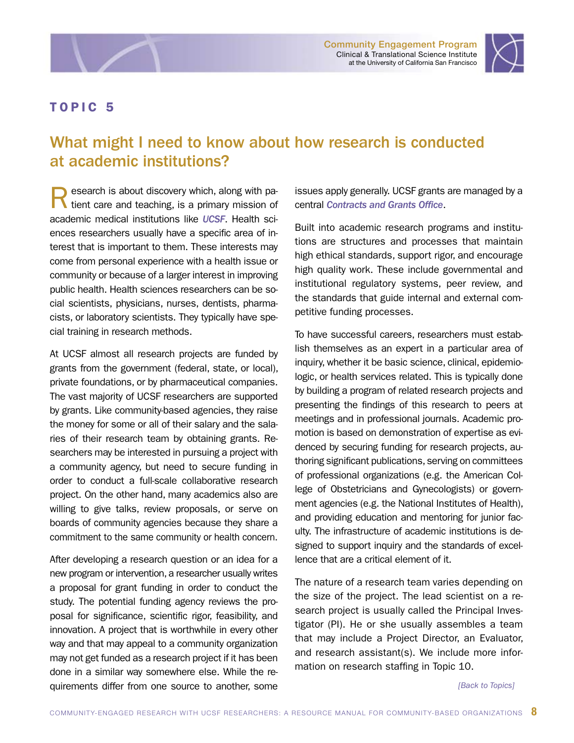## TOPIC 5

# What might I need to know about how research is conducted at academic institutions?

Research is about discovery which, along with patient care and teaching, is a primary mission of academic medical institutions like *UCSF*. Health sciences researchers usually have a specific area of interest that is important to them. These interests may come from personal experience with a health issue or community or because of a larger interest in improving public health. Health sciences researchers can be social scientists, physicians, nurses, dentists, pharmacists, or laboratory scientists. They typically have special training in research methods.

At UCSF almost all research projects are funded by grants from the government (federal, state, or local), private foundations, or by pharmaceutical companies. The vast majority of UCSF researchers are supported by grants. Like community-based agencies, they raise the money for some or all of their salary and the salaries of their research team by obtaining grants. Researchers may be interested in pursuing a project with a community agency, but need to secure funding in order to conduct a full-scale collaborative research project. On the other hand, many academics also are willing to give talks, review proposals, or serve on boards of community agencies because they share a commitment to the same community or health concern.

After developing a research question or an idea for a new program or intervention, a researcher usually writes a proposal for grant funding in order to conduct the study. The potential funding agency reviews the proposal for significance, scientific rigor, feasibility, and innovation. A project that is worthwhile in every other way and that may appeal to a community organization may not get funded as a research project if it has been done in a similar way somewhere else. While the requirements differ from one source to another, some issues apply generally. UCSF grants are managed by a central *Contracts and Grants Office*.

Built into academic research programs and institutions are structures and processes that maintain high ethical standards, support rigor, and encourage high quality work. These include governmental and institutional regulatory systems, peer review, and the standards that guide internal and external competitive funding processes.

To have successful careers, researchers must establish themselves as an expert in a particular area of inquiry, whether it be basic science, clinical, epidemiologic, or health services related. This is typically done by building a program of related research projects and presenting the findings of this research to peers at meetings and in professional journals. Academic promotion is based on demonstration of expertise as evidenced by securing funding for research projects, authoring significant publications, serving on committees of professional organizations (e.g. the American College of Obstetricians and Gynecologists) or government agencies (e.g. the National Institutes of Health), and providing education and mentoring for junior faculty. The infrastructure of academic institutions is designed to support inquiry and the standards of excellence that are a critical element of it.

The nature of a research team varies depending on the size of the project. The lead scientist on a research project is usually called the Principal Investigator (PI). He or she usually assembles a team that may include a Project Director, an Evaluator, and research assistant(s). We include more information on research staffing in Topic 10.

*[Back to Topics]*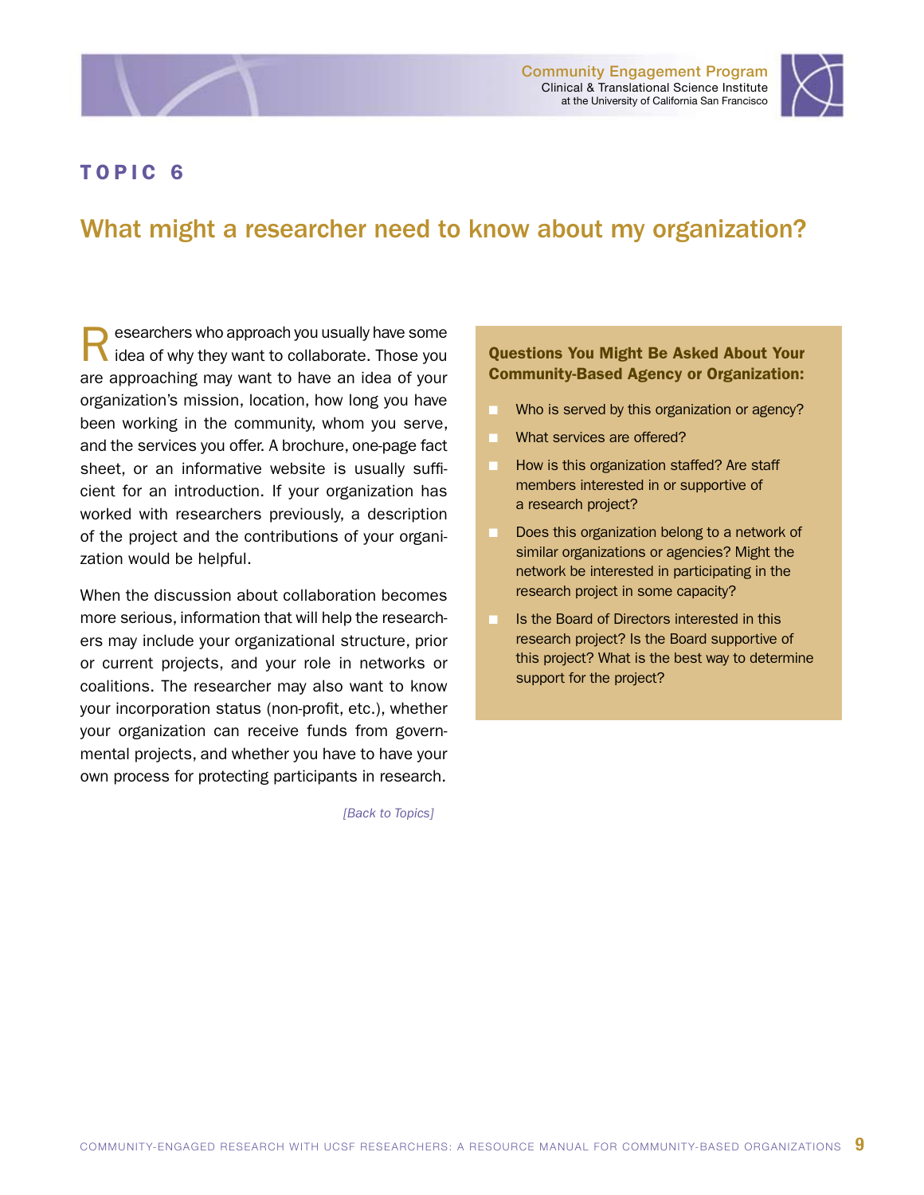# TOPIC 6

## What might a researcher need to know about my organization?

Researchers who approach you usually have some idea of why they want to collaborate. Those you are approaching may want to have an idea of your organization's mission, location, how long you have been working in the community, whom you serve, and the services you offer. A brochure, one-page fact sheet, or an informative website is usually sufficient for an introduction. If your organization has worked with researchers previously, a description of the project and the contributions of your organization would be helpful.

When the discussion about collaboration becomes more serious, information that will help the researchers may include your organizational structure, prior or current projects, and your role in networks or coalitions. The researcher may also want to know your incorporation status (non-profit, etc.), whether your organization can receive funds from governmental projects, and whether you have to have your own process for protecting participants in research.

*[Back to Topics]*

**Questions You Might Be Asked About Your Community-Based Agency or Organization:**

- Who is served by this organization or agency?
- What services are offered?
- How is this organization staffed? Are staff members interested in or supportive of a research project?
- Does this organization belong to a network of similar organizations or agencies? Might the network be interested in participating in the research project in some capacity?
- Is the Board of Directors interested in this research project? Is the Board supportive of this project? What is the best way to determine support for the project?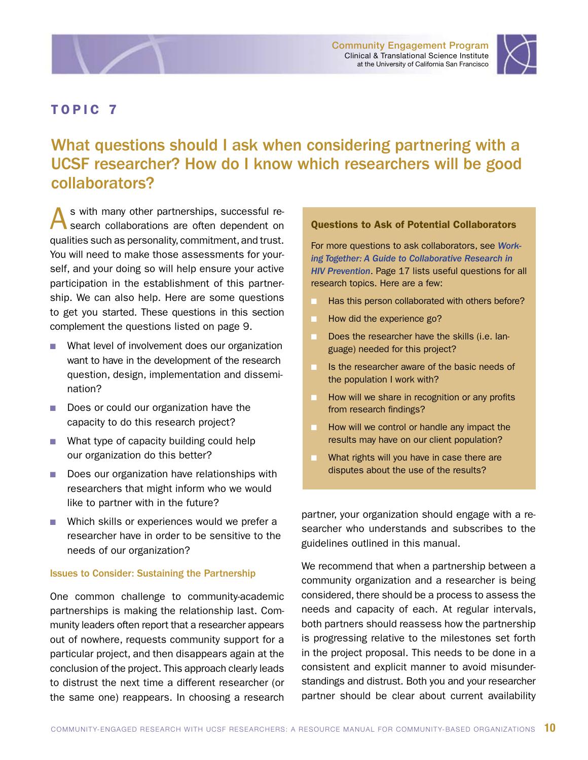## TOPIC 7

# What questions should I ask when considering partnering with a UCSF researcher? How do I know which researchers will be good collaborators?

As with many other partnerships, successful research collaborations are often dependent on qualities such as personality, commitment, and trust. You will need to make those assessments for yourself, and your doing so will help ensure your active participation in the establishment of this partnership. We can also help. Here are some questions to get you started. These questions in this section complement the questions listed on page 9.

- What level of involvement does our organization want to have in the development of the research question, design, implementation and dissemination?
- Does or could our organization have the capacity to do this research project?
- What type of capacity building could help our organization do this better?
- Does our organization have relationships with researchers that might inform who we would like to partner with in the future?
- Which skills or experiences would we prefer a researcher have in order to be sensitive to the needs of our organization?

### Issues to Consider: Sustaining the Partnership

One common challenge to community-academic partnerships is making the relationship last. Community leaders often report that a researcher appears out of nowhere, requests community support for a particular project, and then disappears again at the conclusion of the project. This approach clearly leads to distrust the next time a different researcher (or the same one) reappears. In choosing a research partner, your organization should engage with a researcher who understands and subscribes to the guidelines outlined in this manual.

We recommend that when a partnership between a community organization and a researcher is being considered, there should be a process to assess the needs and capacity of each. At regular intervals, both partners should reassess how the partnership is progressing relative to the milestones set forth in the project proposal. This needs to be done in a consistent and explicit manner to avoid misunderstandings and distrust. Both you and your researcher partner should be clear about current availability

### Questions to Ask of Potential Collaborators

For more questions to ask collaborators, see ***Working Together: A Guide to Collaborative Research in HIV Prevention***. Page 17 lists useful questions for all research topics. Here are a few:

- Has this person collaborated with others before?
- How did the experience go?
- Does the researcher have the skills (i.e. language) needed for this project?
- Is the researcher aware of the basic needs of the population I work with?
- How will we share in recognition or any profits from research findings?
- How will we control or handle any impact the results may have on our client population?
- What rights will you have in case there are disputes about the use of the results?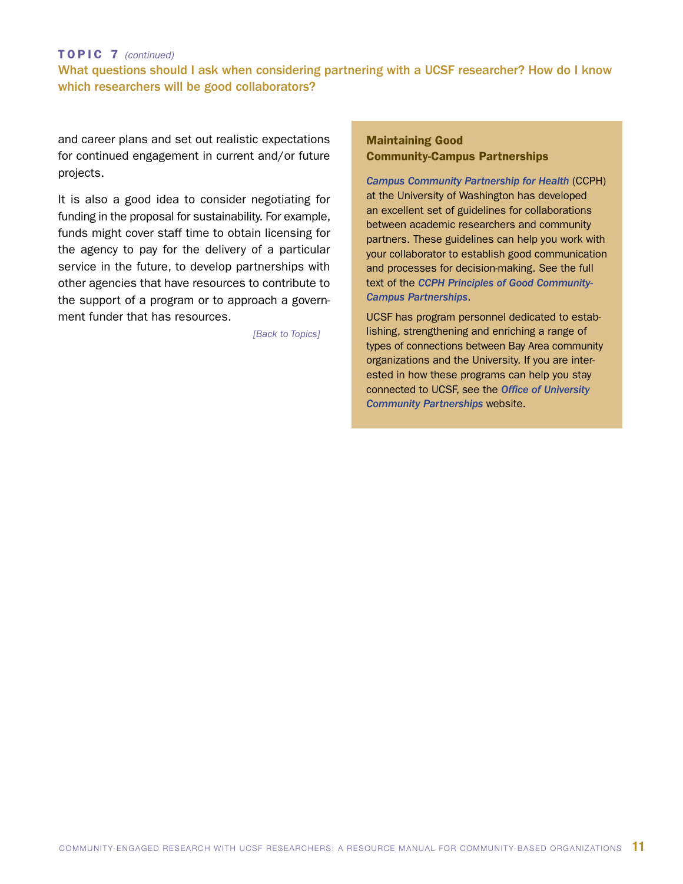**TOPIC 7** *(continued)*

## What questions should I ask when considering partnering with a UCSF researcher? How do I know which researchers will be good collaborators?

and career plans and set out realistic expectations for continued engagement in current and/or future projects.

It is also a good idea to consider negotiating for funding in the proposal for sustainability. For example, funds might cover staff time to obtain licensing for the agency to pay for the delivery of a particular service in the future, to develop partnerships with other agencies that have resources to contribute to the support of a program or to approach a government funder that has resources.

*[Back to Topics]*

### Maintaining Good Community-Campus Partnerships

***Campus Community Partnership for Health*** (CCPH) at the University of Washington has developed an excellent set of guidelines for collaborations between academic researchers and community partners. These guidelines can help you work with your collaborator to establish good communication and processes for decision-making. See the full text of the ***CCPH Principles of Good Community-Campus Partnerships***.

UCSF has program personnel dedicated to establishing, strengthening and enriching a range of types of connections between Bay Area community organizations and the University. If you are interested in how these programs can help you stay connected to UCSF, see the ***Office of University Community Partnerships*** website.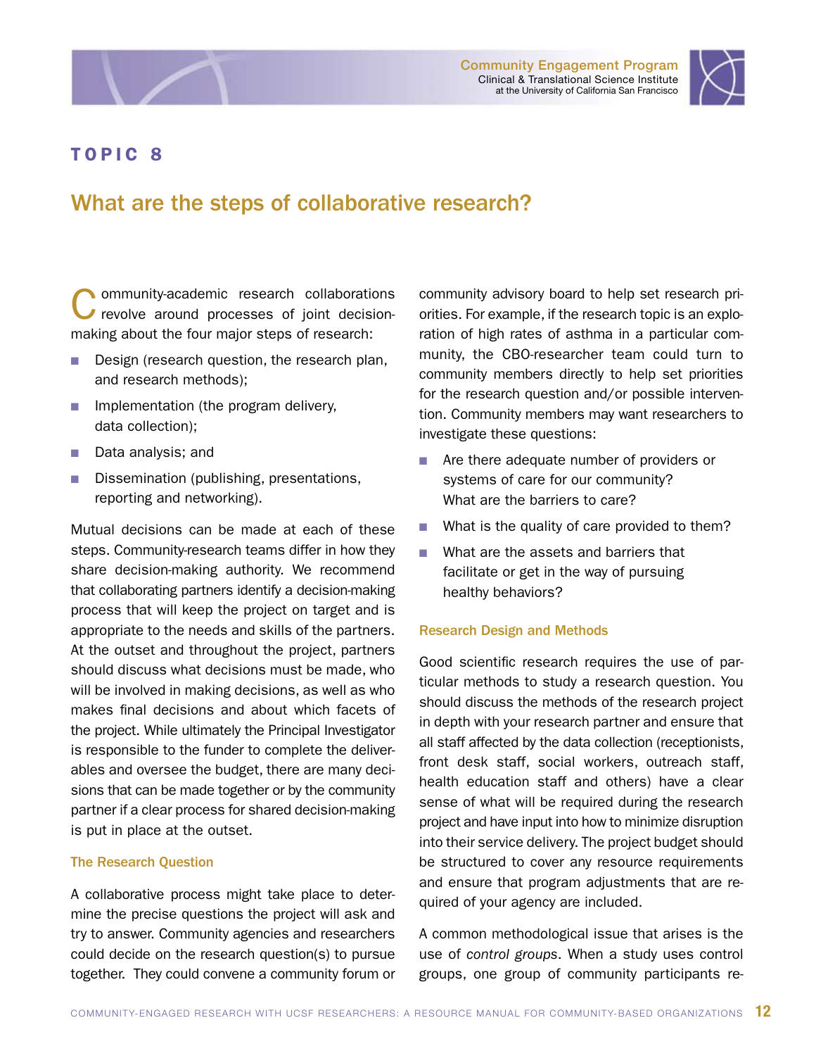# TOPIC 8

## What are the steps of collaborative research?

Community-academic research collaborations revolve around processes of joint decision-making about the four major steps of research:

- Design (research question, the research plan, and research methods);
- Implementation (the program delivery, data collection);
- Data analysis; and
- Dissemination (publishing, presentations, reporting and networking).

Mutual decisions can be made at each of these steps. Community-research teams differ in how they share decision-making authority. We recommend that collaborating partners identify a decision-making process that will keep the project on target and is appropriate to the needs and skills of the partners. At the outset and throughout the project, partners should discuss what decisions must be made, who will be involved in making decisions, as well as who makes final decisions and about which facets of the project. While ultimately the Principal Investigator is responsible to the funder to complete the deliverables and oversee the budget, there are many decisions that can be made together or by the community partner if a clear process for shared decision-making is put in place at the outset.

### The Research Question

A collaborative process might take place to determine the precise questions the project will ask and try to answer. Community agencies and researchers could decide on the research question(s) to pursue together. They could convene a community forum or community advisory board to help set research priorities. For example, if the research topic is an exploration of high rates of asthma in a particular community, the CBO-researcher team could turn to community members directly to help set priorities for the research question and/or possible intervention. Community members may want researchers to investigate these questions:

- Are there adequate number of providers or systems of care for our community? What are the barriers to care?
- What is the quality of care provided to them?
- What are the assets and barriers that facilitate or get in the way of pursuing healthy behaviors?

### Research Design and Methods

Good scientific research requires the use of particular methods to study a research question. You should discuss the methods of the research project in depth with your research partner and ensure that all staff affected by the data collection (receptionists, front desk staff, social workers, outreach staff, health education staff and others) have a clear sense of what will be required during the research project and have input into how to minimize disruption into their service delivery. The project budget should be structured to cover any resource requirements and ensure that program adjustments that are required of your agency are included.

A common methodological issue that arises is the use of *control groups*. When a study uses control groups, one group of community participants re-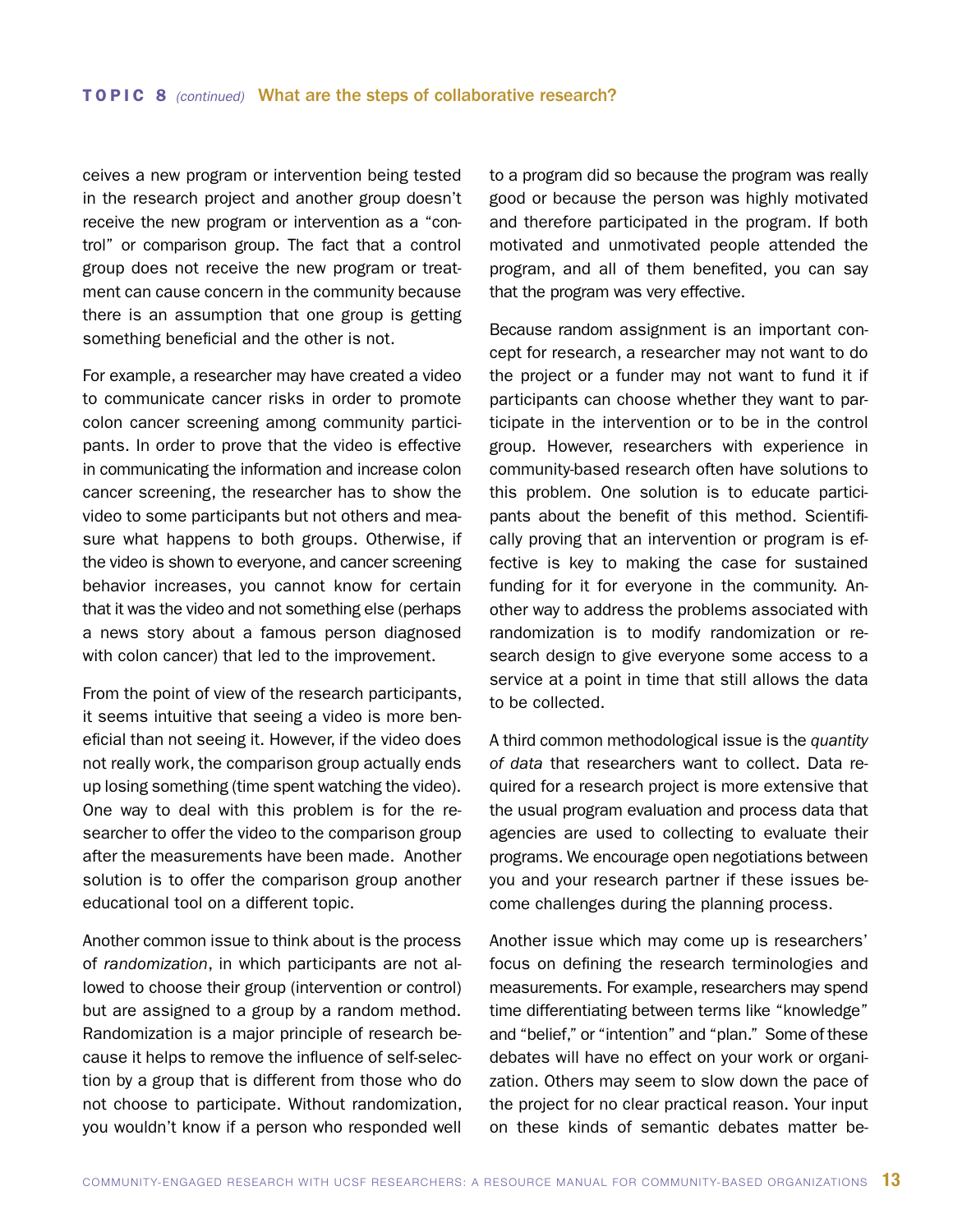ceives a new program or intervention being tested in the research project and another group doesn't receive the new program or intervention as a "control" or comparison group. The fact that a control group does not receive the new program or treatment can cause concern in the community because there is an assumption that one group is getting something beneficial and the other is not.

For example, a researcher may have created a video to communicate cancer risks in order to promote colon cancer screening among community participants. In order to prove that the video is effective in communicating the information and increase colon cancer screening, the researcher has to show the video to some participants but not others and measure what happens to both groups. Otherwise, if the video is shown to everyone, and cancer screening behavior increases, you cannot know for certain that it was the video and not something else (perhaps a news story about a famous person diagnosed with colon cancer) that led to the improvement.

From the point of view of the research participants, it seems intuitive that seeing a video is more beneficial than not seeing it. However, if the video does not really work, the comparison group actually ends up losing something (time spent watching the video). One way to deal with this problem is for the researcher to offer the video to the comparison group after the measurements have been made. Another solution is to offer the comparison group another educational tool on a different topic.

Another common issue to think about is the process of *randomization*, in which participants are not allowed to choose their group (intervention or control) but are assigned to a group by a random method. Randomization is a major principle of research because it helps to remove the influence of self-selection by a group that is different from those who do not choose to participate. Without randomization, you wouldn't know if a person who responded well to a program did so because the program was really good or because the person was highly motivated and therefore participated in the program. If both motivated and unmotivated people attended the program, and all of them benefited, you can say that the program was very effective.

Because random assignment is an important concept for research, a researcher may not want to do the project or a funder may not want to fund it if participants can choose whether they want to participate in the intervention or to be in the control group. However, researchers with experience in community-based research often have solutions to this problem. One solution is to educate participants about the benefit of this method. Scientifically proving that an intervention or program is effective is key to making the case for sustained funding for it for everyone in the community. Another way to address the problems associated with randomization is to modify randomization or research design to give everyone some access to a service at a point in time that still allows the data to be collected.

A third common methodological issue is the *quantity of data* that researchers want to collect. Data required for a research project is more extensive that the usual program evaluation and process data that agencies are used to collecting to evaluate their programs. We encourage open negotiations between you and your research partner if these issues become challenges during the planning process.

Another issue which may come up is researchers' focus on defining the research terminologies and measurements. For example, researchers may spend time differentiating between terms like "knowledge" and "belief," or "intention" and "plan." Some of these debates will have no effect on your work or organization. Others may seem to slow down the pace of the project for no clear practical reason. Your input on these kinds of semantic debates matter be-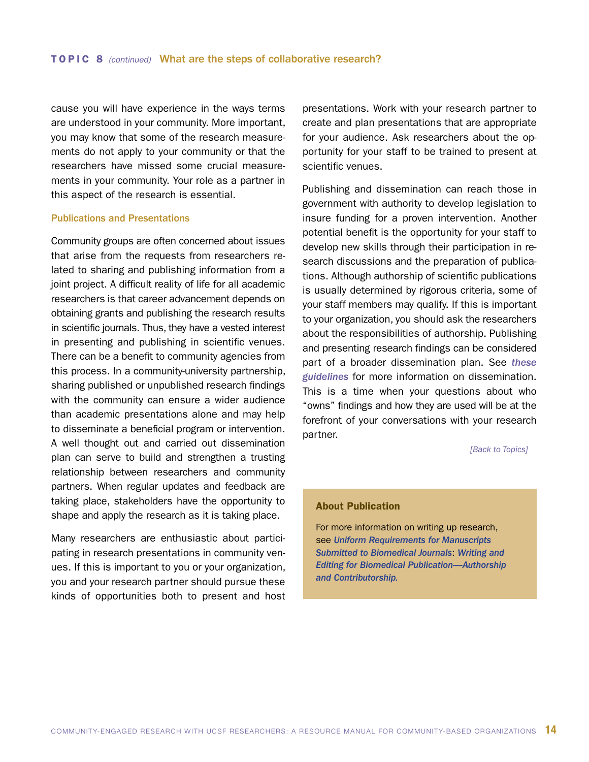cause you will have experience in the ways terms are understood in your community. More important, you may know that some of the research measurements do not apply to your community or that the researchers have missed some crucial measurements in your community. Your role as a partner in this aspect of the research is essential.

### Publications and Presentations

Community groups are often concerned about issues that arise from the requests from researchers related to sharing and publishing information from a joint project. A difficult reality of life for all academic researchers is that career advancement depends on obtaining grants and publishing the research results in scientific journals. Thus, they have a vested interest in presenting and publishing in scientific venues. There can be a benefit to community agencies from this process. In a community-university partnership, sharing published or unpublished research findings with the community can ensure a wider audience than academic presentations alone and may help to disseminate a beneficial program or intervention. A well thought out and carried out dissemination plan can serve to build and strengthen a trusting relationship between researchers and community partners. When regular updates and feedback are taking place, stakeholders have the opportunity to shape and apply the research as it is taking place.

Many researchers are enthusiastic about participating in research presentations in community venues. If this is important to you or your organization, you and your research partner should pursue these kinds of opportunities both to present and host presentations. Work with your research partner to create and plan presentations that are appropriate for your audience. Ask researchers about the opportunity for your staff to be trained to present at scientific venues.

Publishing and dissemination can reach those in government with authority to develop legislation to insure funding for a proven intervention. Another potential benefit is the opportunity for your staff to develop new skills through their participation in research discussions and the preparation of publications. Although authorship of scientific publications is usually determined by rigorous criteria, some of your staff members may qualify. If this is important to your organization, you should ask the researchers about the responsibilities of authorship. Publishing and presenting research findings can be considered part of a broader dissemination plan. See ***these guidelines*** for more information on dissemination. This is a time when your questions about who "owns" findings and how they are used will be at the forefront of your conversations with your research partner.

*[Back to Topics]*

**About Publication**

For more information on writing up research, see ***Uniform Requirements for Manuscripts Submitted to Biomedical Journals***: ***Writing and Editing for Biomedical Publication—Authorship and Contributorship.***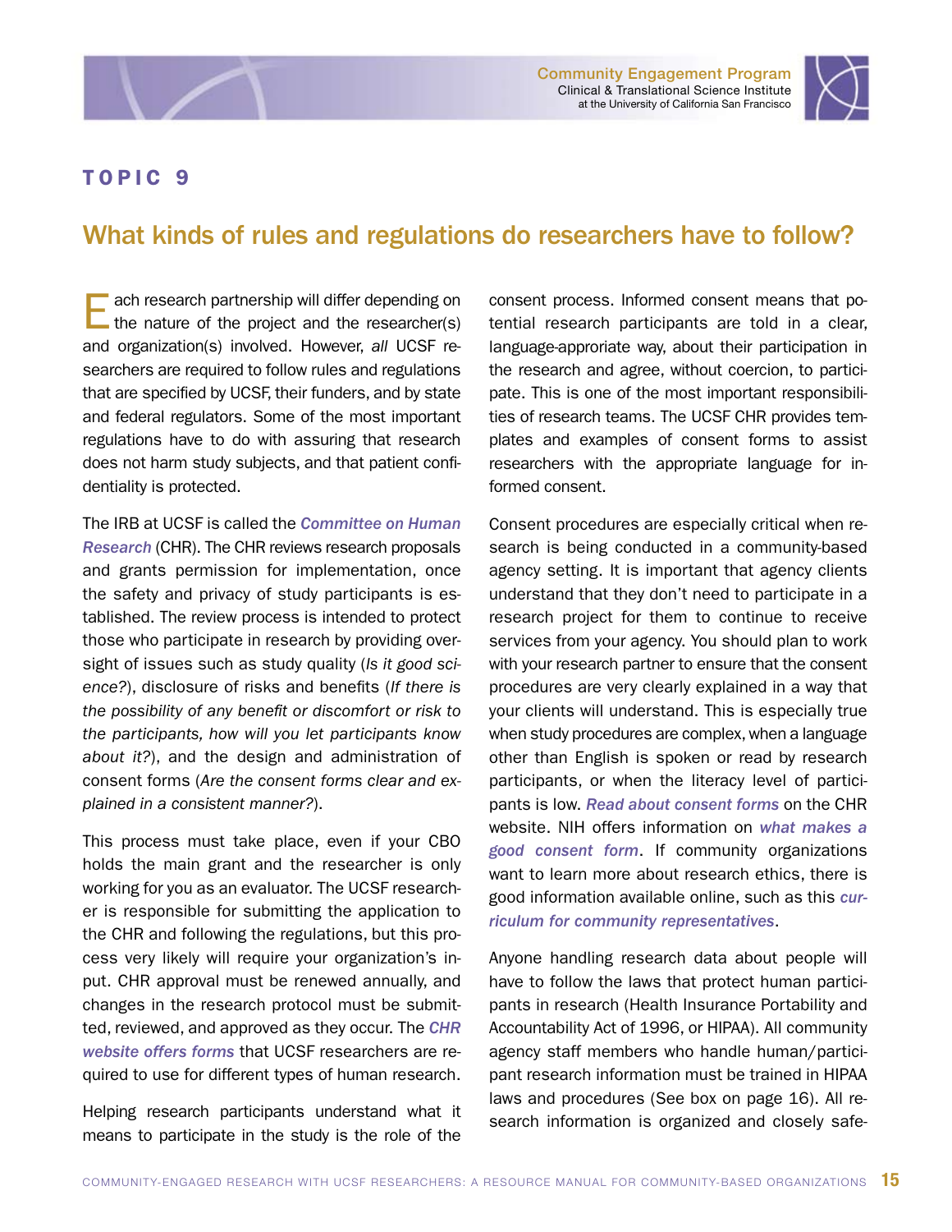## TOPIC 9

# What kinds of rules and regulations do researchers have to follow?

Each research partnership will differ depending on the nature of the project and the researcher(s) and organization(s) involved. However, *all* UCSF researchers are required to follow rules and regulations that are specified by UCSF, their funders, and by state and federal regulators. Some of the most important regulations have to do with assuring that research does not harm study subjects, and that patient confidentiality is protected.

The IRB at UCSF is called the ***Committee on Human Research*** (CHR). The CHR reviews research proposals and grants permission for implementation, once the safety and privacy of study participants is established. The review process is intended to protect those who participate in research by providing oversight of issues such as study quality (*Is it good science?*), disclosure of risks and benefits (*If there is the possibility of any benefit or discomfort or risk to the participants, how will you let participants know about it?*), and the design and administration of consent forms (*Are the consent forms clear and explained in a consistent manner?*).

This process must take place, even if your CBO holds the main grant and the researcher is only working for you as an evaluator. The UCSF researcher is responsible for submitting the application to the CHR and following the regulations, but this process very likely will require your organization's input. CHR approval must be renewed annually, and changes in the research protocol must be submitted, reviewed, and approved as they occur. The ***CHR website offers forms*** that UCSF researchers are required to use for different types of human research.

Helping research participants understand what it means to participate in the study is the role of the consent process. Informed consent means that potential research participants are told in a clear, language-approriate way, about their participation in the research and agree, without coercion, to participate. This is one of the most important responsibilities of research teams. The UCSF CHR provides templates and examples of consent forms to assist researchers with the appropriate language for informed consent.

Consent procedures are especially critical when research is being conducted in a community-based agency setting. It is important that agency clients understand that they don't need to participate in a research project for them to continue to receive services from your agency. You should plan to work with your research partner to ensure that the consent procedures are very clearly explained in a way that your clients will understand. This is especially true when study procedures are complex, when a language other than English is spoken or read by research participants, or when the literacy level of participants is low. ***Read about consent forms*** on the CHR website. NIH offers information on ***what makes a good consent form***. If community organizations want to learn more about research ethics, there is good information available online, such as this ***curriculum for community representatives***.

Anyone handling research data about people will have to follow the laws that protect human participants in research (Health Insurance Portability and Accountability Act of 1996, or HIPAA). All community agency staff members who handle human/participant research information must be trained in HIPAA laws and procedures (See box on page 16). All research information is organized and closely safe-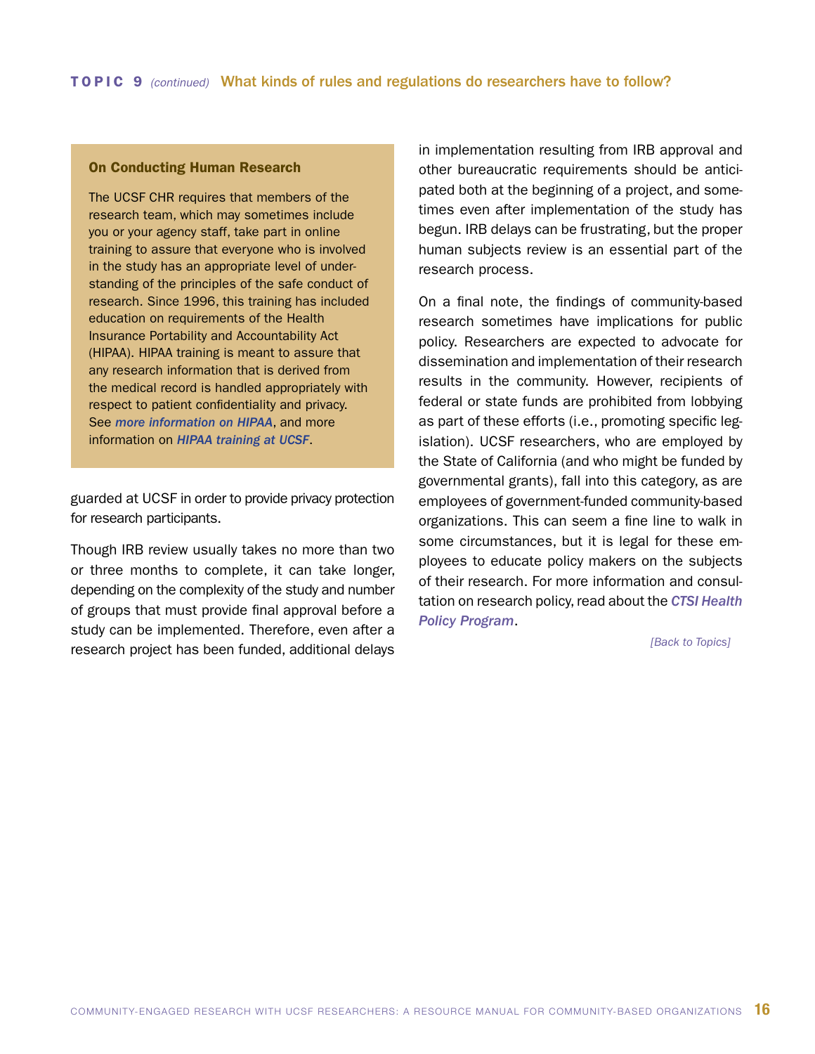## TOPIC 9 *(continued)* What kinds of rules and regulations do researchers have to follow?

### On Conducting Human Research

The UCSF CHR requires that members of the research team, which may sometimes include you or your agency staff, take part in online training to assure that everyone who is involved in the study has an appropriate level of understanding of the principles of the safe conduct of research. Since 1996, this training has included education on requirements of the Health Insurance Portability and Accountability Act (HIPAA). HIPAA training is meant to assure that any research information that is derived from the medical record is handled appropriately with respect to patient confidentiality and privacy. See ***more information on HIPAA***, and more information on ***HIPAA training at UCSF***.

guarded at UCSF in order to provide privacy protection for research participants.

Though IRB review usually takes no more than two or three months to complete, it can take longer, depending on the complexity of the study and number of groups that must provide final approval before a study can be implemented. Therefore, even after a research project has been funded, additional delays in implementation resulting from IRB approval and other bureaucratic requirements should be anticipated both at the beginning of a project, and sometimes even after implementation of the study has begun. IRB delays can be frustrating, but the proper human subjects review is an essential part of the research process.

On a final note, the findings of community-based research sometimes have implications for public policy. Researchers are expected to advocate for dissemination and implementation of their research results in the community. However, recipients of federal or state funds are prohibited from lobbying as part of these efforts (i.e., promoting specific legislation). UCSF researchers, who are employed by the State of California (and who might be funded by governmental grants), fall into this category, as are employees of government-funded community-based organizations. This can seem a fine line to walk in some circumstances, but it is legal for these employees to educate policy makers on the subjects of their research. For more information and consultation on research policy, read about the ***CTSI Health Policy Program***.

*[Back to Topics]*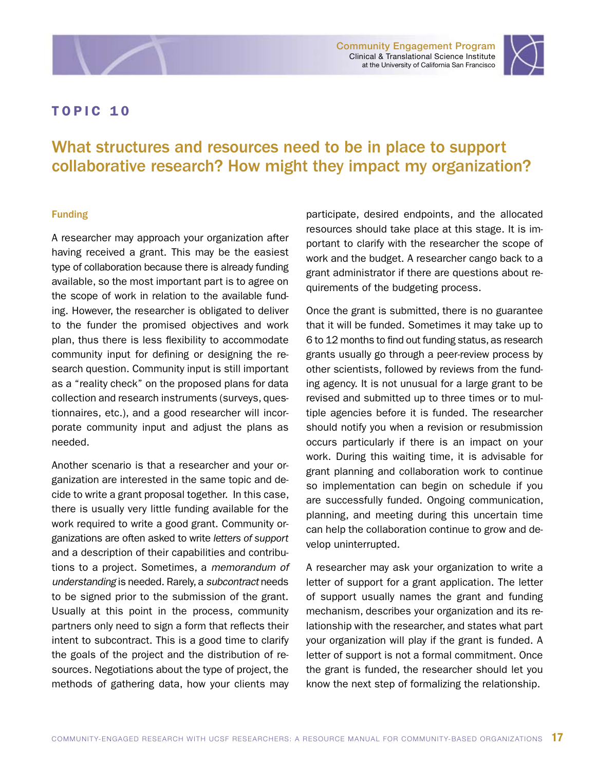# TOPIC 10

## What structures and resources need to be in place to support collaborative research? How might they impact my organization?

### Funding

A researcher may approach your organization after having received a grant. This may be the easiest type of collaboration because there is already funding available, so the most important part is to agree on the scope of work in relation to the available funding. However, the researcher is obligated to deliver to the funder the promised objectives and work plan, thus there is less flexibility to accommodate community input for defining or designing the research question. Community input is still important as a "reality check" on the proposed plans for data collection and research instruments (surveys, questionnaires, etc.), and a good researcher will incorporate community input and adjust the plans as needed.

Another scenario is that a researcher and your organization are interested in the same topic and decide to write a grant proposal together. In this case, there is usually very little funding available for the work required to write a good grant. Community organizations are often asked to write *letters of support* and a description of their capabilities and contributions to a project. Sometimes, a *memorandum of understanding* is needed. Rarely, a *subcontract* needs to be signed prior to the submission of the grant. Usually at this point in the process, community partners only need to sign a form that reflects their intent to subcontract. This is a good time to clarify the goals of the project and the distribution of resources. Negotiations about the type of project, the methods of gathering data, how your clients may participate, desired endpoints, and the allocated resources should take place at this stage. It is important to clarify with the researcher the scope of work and the budget. A researcher cango back to a grant administrator if there are questions about requirements of the budgeting process.

Once the grant is submitted, there is no guarantee that it will be funded. Sometimes it may take up to 6 to 12 months to find out funding status, as research grants usually go through a peer-review process by other scientists, followed by reviews from the funding agency. It is not unusual for a large grant to be revised and submitted up to three times or to multiple agencies before it is funded. The researcher should notify you when a revision or resubmission occurs particularly if there is an impact on your work. During this waiting time, it is advisable for grant planning and collaboration work to continue so implementation can begin on schedule if you are successfully funded. Ongoing communication, planning, and meeting during this uncertain time can help the collaboration continue to grow and develop uninterrupted.

A researcher may ask your organization to write a letter of support for a grant application. The letter of support usually names the grant and funding mechanism, describes your organization and its relationship with the researcher, and states what part your organization will play if the grant is funded. A letter of support is not a formal commitment. Once the grant is funded, the researcher should let you know the next step of formalizing the relationship.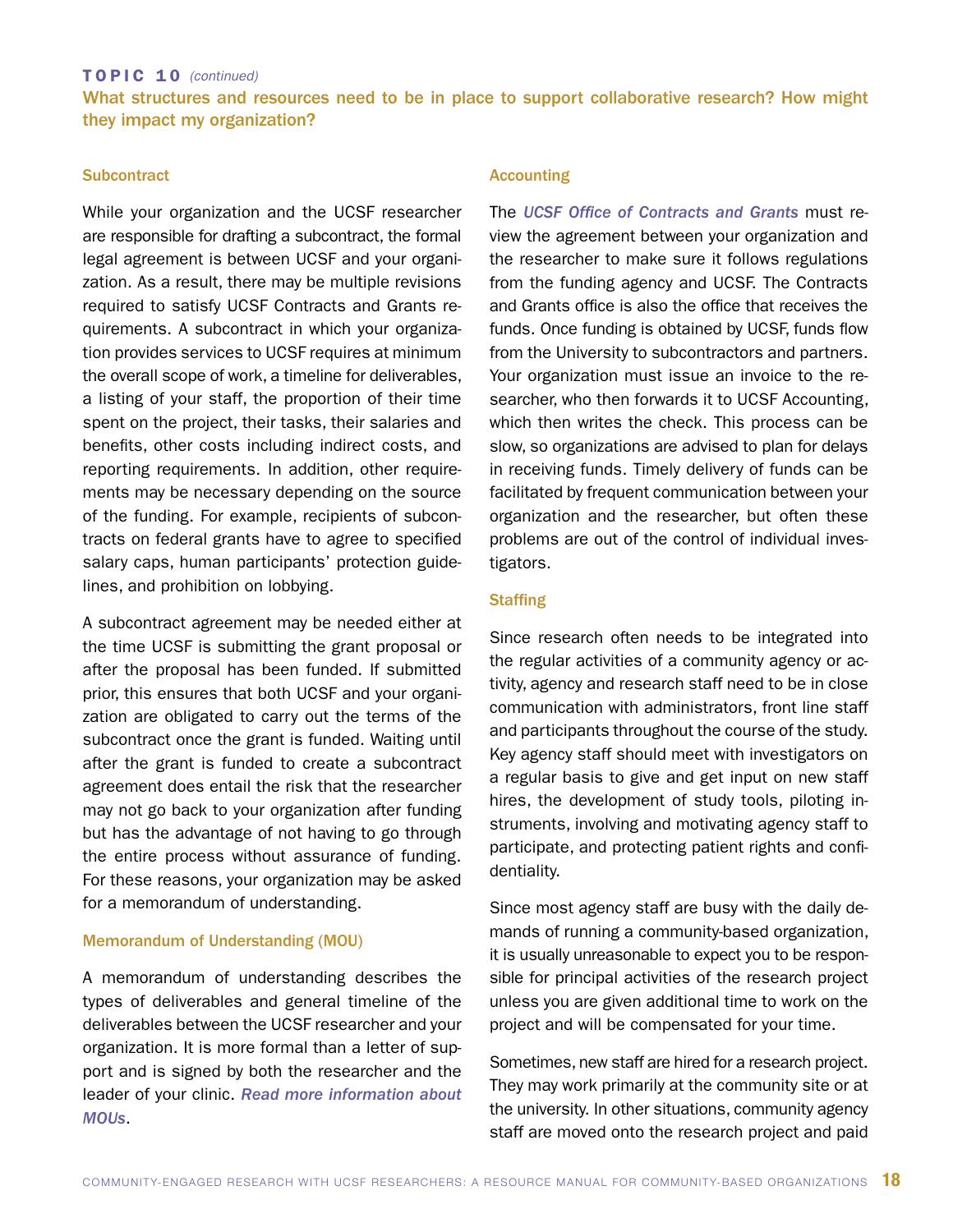**TOPIC 10** *(continued)*

## What structures and resources need to be in place to support collaborative research? How might they impact my organization?

### Subcontract

While your organization and the UCSF researcher are responsible for drafting a subcontract, the formal legal agreement is between UCSF and your organization. As a result, there may be multiple revisions required to satisfy UCSF Contracts and Grants requirements. A subcontract in which your organization provides services to UCSF requires at minimum the overall scope of work, a timeline for deliverables, a listing of your staff, the proportion of their time spent on the project, their tasks, their salaries and benefits, other costs including indirect costs, and reporting requirements. In addition, other requirements may be necessary depending on the source of the funding. For example, recipients of subcontracts on federal grants have to agree to specified salary caps, human participants' protection guidelines, and prohibition on lobbying.

A subcontract agreement may be needed either at the time UCSF is submitting the grant proposal or after the proposal has been funded. If submitted prior, this ensures that both UCSF and your organization are obligated to carry out the terms of the subcontract once the grant is funded. Waiting until after the grant is funded to create a subcontract agreement does entail the risk that the researcher may not go back to your organization after funding but has the advantage of not having to go through the entire process without assurance of funding. For these reasons, your organization may be asked for a memorandum of understanding.

### Memorandum of Understanding (MOU)

A memorandum of understanding describes the types of deliverables and general timeline of the deliverables between the UCSF researcher and your organization. It is more formal than a letter of support and is signed by both the researcher and the leader of your clinic. ***Read more information about MOUs***.

### Accounting

The ***UCSF Office of Contracts and Grants*** must review the agreement between your organization and the researcher to make sure it follows regulations from the funding agency and UCSF. The Contracts and Grants office is also the office that receives the funds. Once funding is obtained by UCSF, funds flow from the University to subcontractors and partners. Your organization must issue an invoice to the researcher, who then forwards it to UCSF Accounting, which then writes the check. This process can be slow, so organizations are advised to plan for delays in receiving funds. Timely delivery of funds can be facilitated by frequent communication between your organization and the researcher, but often these problems are out of the control of individual investigators.

### Staffing

Since research often needs to be integrated into the regular activities of a community agency or activity, agency and research staff need to be in close communication with administrators, front line staff and participants throughout the course of the study. Key agency staff should meet with investigators on a regular basis to give and get input on new staff hires, the development of study tools, piloting instruments, involving and motivating agency staff to participate, and protecting patient rights and confidentiality.

Since most agency staff are busy with the daily demands of running a community-based organization, it is usually unreasonable to expect you to be responsible for principal activities of the research project unless you are given additional time to work on the project and will be compensated for your time.

Sometimes, new staff are hired for a research project. They may work primarily at the community site or at the university. In other situations, community agency staff are moved onto the research project and paid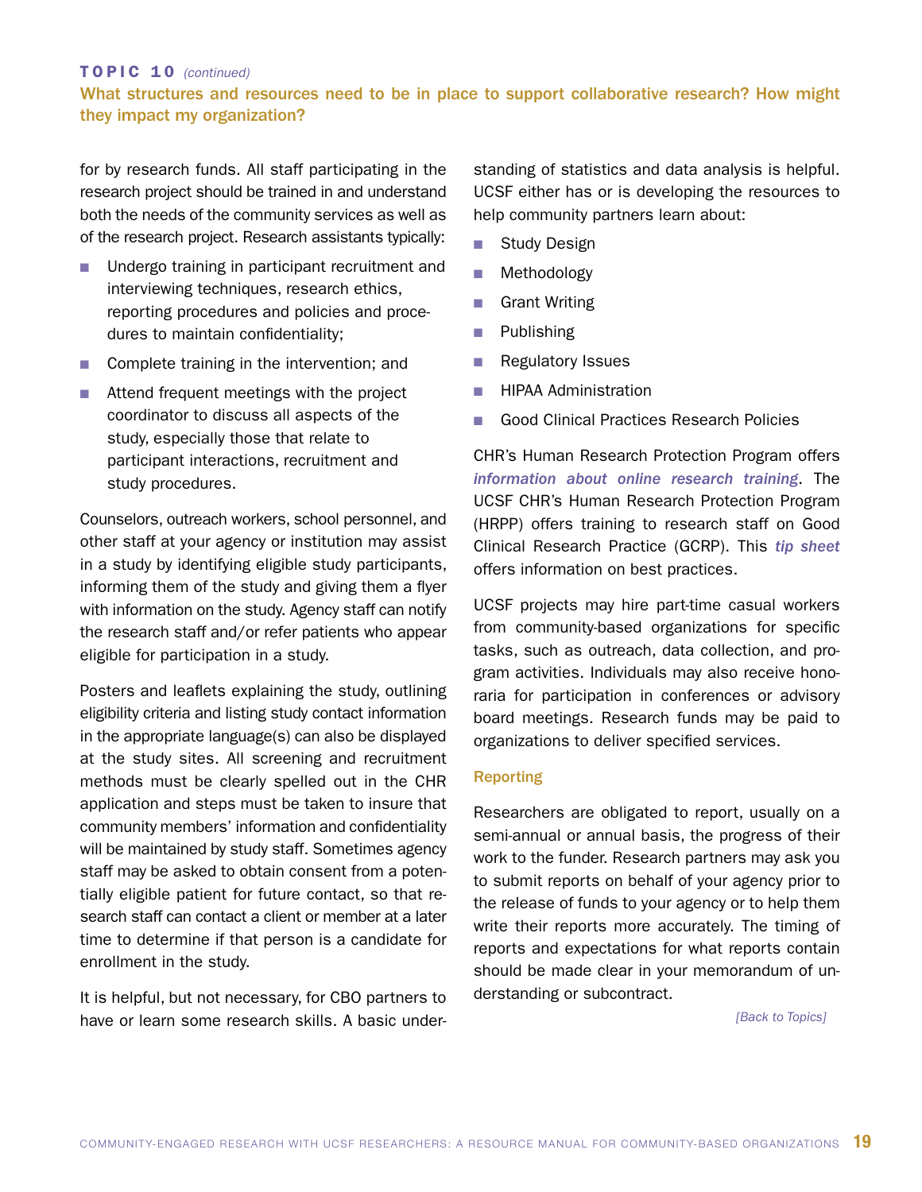### TOPIC 10 *(continued)*

### What structures and resources need to be in place to support collaborative research? How might they impact my organization?

for by research funds. All staff participating in the research project should be trained in and understand both the needs of the community services as well as of the research project. Research assistants typically:

- Undergo training in participant recruitment and interviewing techniques, research ethics, reporting procedures and policies and procedures to maintain confidentiality;
- Complete training in the intervention; and
- Attend frequent meetings with the project coordinator to discuss all aspects of the study, especially those that relate to participant interactions, recruitment and study procedures.

Counselors, outreach workers, school personnel, and other staff at your agency or institution may assist in a study by identifying eligible study participants, informing them of the study and giving them a flyer with information on the study. Agency staff can notify the research staff and/or refer patients who appear eligible for participation in a study.

Posters and leaflets explaining the study, outlining eligibility criteria and listing study contact information in the appropriate language(s) can also be displayed at the study sites. All screening and recruitment methods must be clearly spelled out in the CHR application and steps must be taken to insure that community members' information and confidentiality will be maintained by study staff. Sometimes agency staff may be asked to obtain consent from a potentially eligible patient for future contact, so that research staff can contact a client or member at a later time to determine if that person is a candidate for enrollment in the study.

It is helpful, but not necessary, for CBO partners to have or learn some research skills. A basic understanding of statistics and data analysis is helpful. UCSF either has or is developing the resources to help community partners learn about:

- Study Design
- Methodology
- Grant Writing
- Publishing
- Regulatory Issues
- HIPAA Administration
- Good Clinical Practices Research Policies

CHR's Human Research Protection Program offers ***information about online research training***. The UCSF CHR's Human Research Protection Program (HRPP) offers training to research staff on Good Clinical Research Practice (GCRP). This ***tip sheet*** offers information on best practices.

UCSF projects may hire part-time casual workers from community-based organizations for specific tasks, such as outreach, data collection, and program activities. Individuals may also receive honoraria for participation in conferences or advisory board meetings. Research funds may be paid to organizations to deliver specified services.

#### Reporting

Researchers are obligated to report, usually on a semi-annual or annual basis, the progress of their work to the funder. Research partners may ask you to submit reports on behalf of your agency prior to the release of funds to your agency or to help them write their reports more accurately. The timing of reports and expectations for what reports contain should be made clear in your memorandum of understanding or subcontract.

*[Back to Topics]*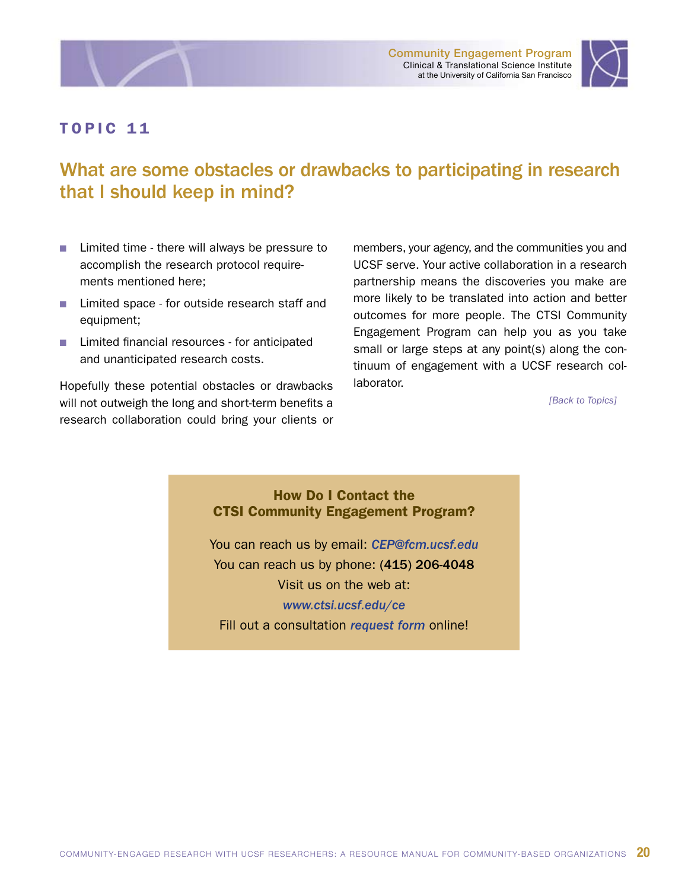## TOPIC 11

# What are some obstacles or drawbacks to participating in research that I should keep in mind?

- Limited time - there will always be pressure to accomplish the research protocol requirements mentioned here;
- Limited space - for outside research staff and equipment;
- Limited financial resources - for anticipated and unanticipated research costs.

Hopefully these potential obstacles or drawbacks will not outweigh the long and short-term benefits a research collaboration could bring your clients or members, your agency, and the communities you and UCSF serve. Your active collaboration in a research partnership means the discoveries you make are more likely to be translated into action and better outcomes for more people. The CTSI Community Engagement Program can help you as you take small or large steps at any point(s) along the continuum of engagement with a UCSF research collaborator.

*[Back to Topics]*

### How Do I Contact the CTSI Community Engagement Program?

You can reach us by email: ***CEP@fcm.ucsf.edu***

You can reach us by phone: **(415) 206-4048**

Visit us on the web at:

***www.ctsi.ucsf.edu/ce***

Fill out a consultation ***request form*** online!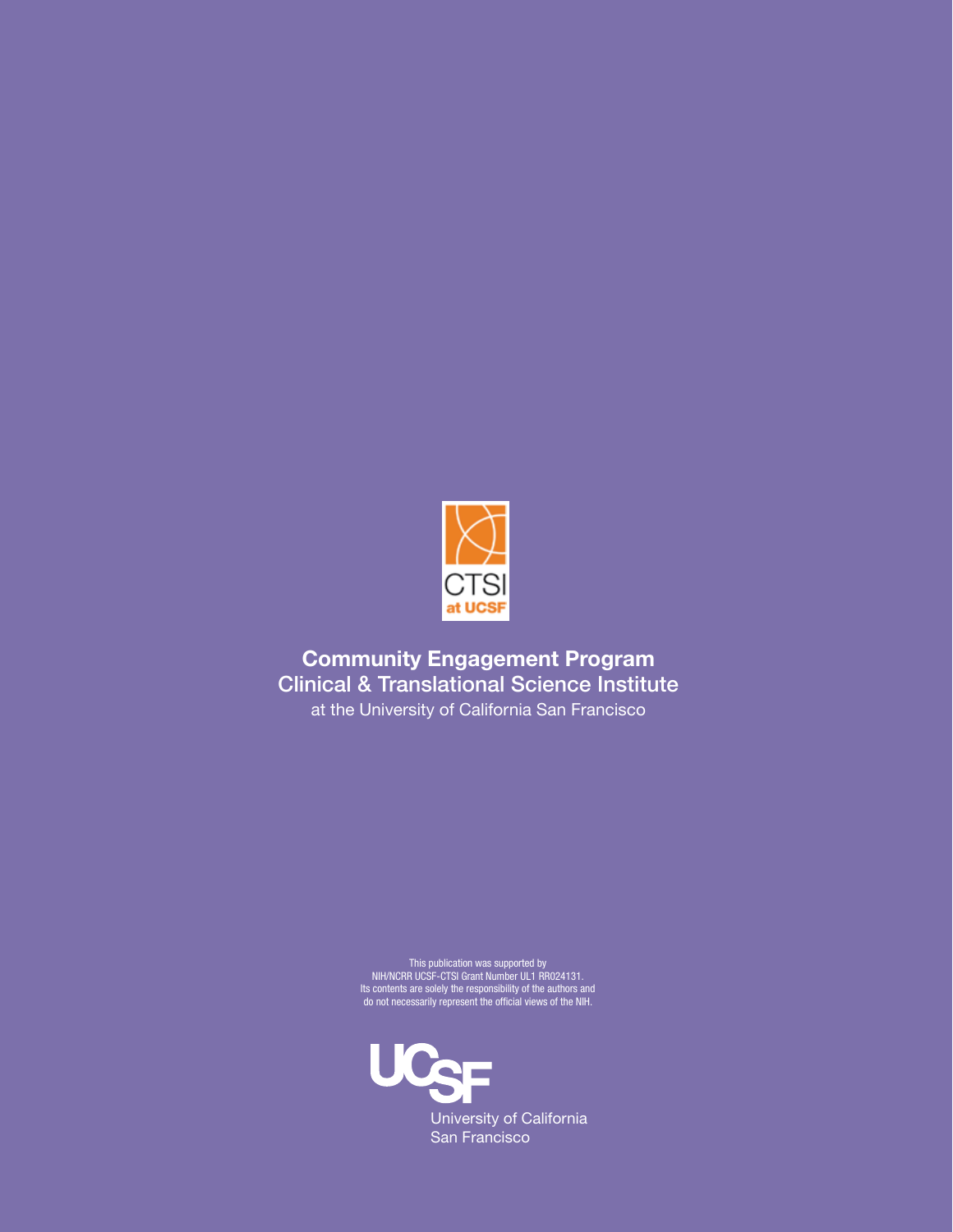CTSI
at UCSF

**Community Engagement Program**
Clinical & Translational Science Institute
at the University of California San Francisco

This publication was supported by
NIH/NCRR UCSF-CTSI Grant Number UL1 RR024131.
Its contents are solely the responsibility of the authors and
do not necessarily represent the official views of the NIH.

UCSF
University of California
San Francisco